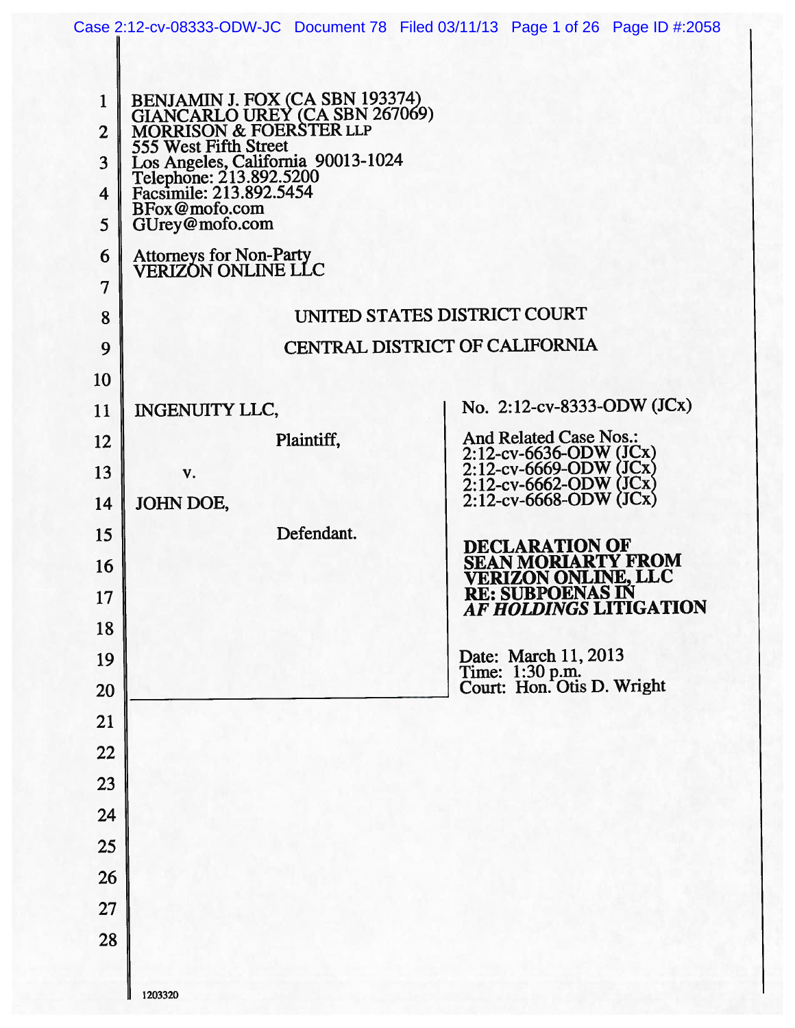BENJAMIN J. FOX (CA SBN 193374)
GIANCARLO UREY (CA SBN 267069)
MORRISON & FOERSTER LLP
555 West Fifth Street
Los Angeles, California 90013-1024
Telephone: 213.892.5200
Facsimile: 213.892.5454
BFox@mofo.com
GUrey@mofo.com

Attorneys for Non-Party
VERIZON ONLINE LLC

UNITED STATES DISTRICT COURT

CENTRAL DISTRICT OF CALIFORNIA

| | |
|---|---|
| INGENUITY LLC,<br><br>Plaintiff,<br><br>v.<br><br>JOHN DOE,<br><br>Defendant. | No. 2:12-cv-8333-ODW (JCx)<br><br>And Related Case Nos.:<br>2:12-cv-6636-ODW (JCx)<br>2:12-cv-6669-ODW (JCx)<br>2:12-cv-6662-ODW (JCx)<br>2:12-cv-6668-ODW (JCx)<br><br>**DECLARATION OF SEAN MORIARTY FROM VERIZON ONLINE, LLC RE: SUBPOENAS IN *AF HOLDINGS* LITIGATION**<br><br>Date: March 11, 2013<br>Time: 1:30 p.m.<br>Court: Hon. Otis D. Wright |

1203320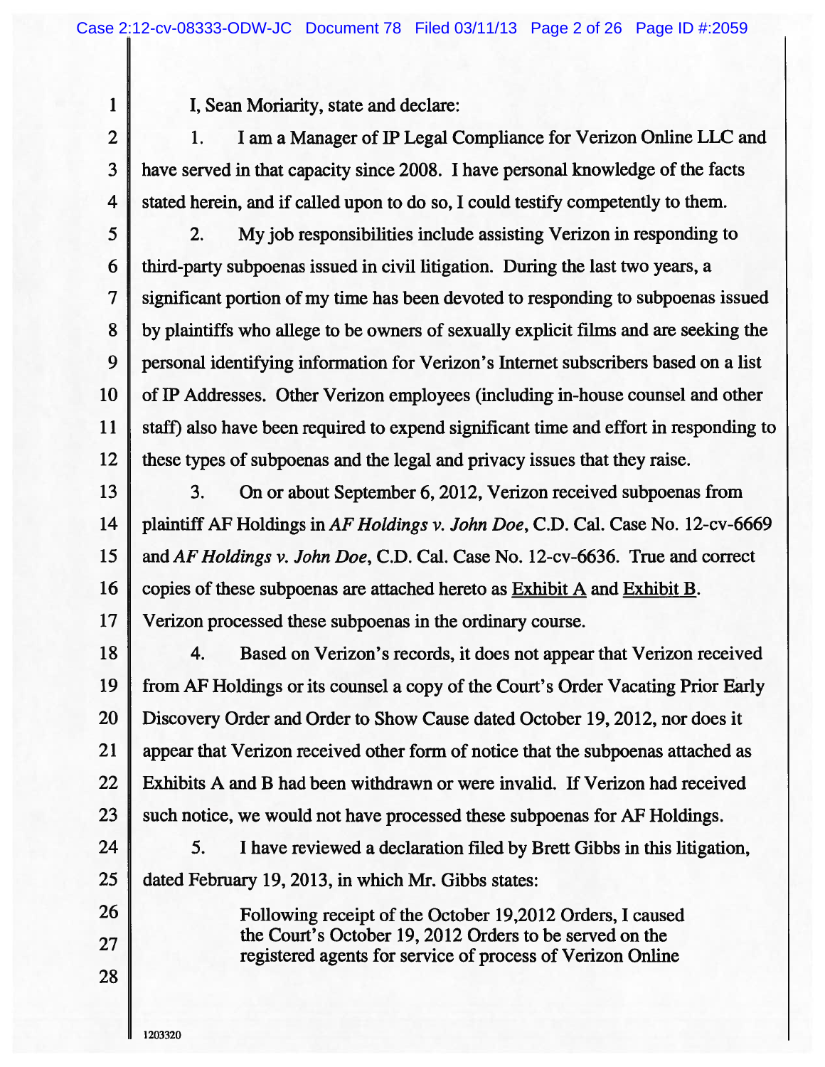I, Sean Moriarity, state and declare:

1. I am a Manager of IP Legal Compliance for Verizon Online LLC and have served in that capacity since 2008. I have personal knowledge of the facts stated herein, and if called upon to do so, I could testify competently to them.

2. My job responsibilities include assisting Verizon in responding to third-party subpoenas issued in civil litigation. During the last two years, a significant portion of my time has been devoted to responding to subpoenas issued by plaintiffs who allege to be owners of sexually explicit films and are seeking the personal identifying information for Verizon's Internet subscribers based on a list of IP Addresses. Other Verizon employees (including in-house counsel and other staff) also have been required to expend significant time and effort in responding to these types of subpoenas and the legal and privacy issues that they raise.

3. On or about September 6, 2012, Verizon received subpoenas from plaintiff AF Holdings in *AF Holdings v. John Doe*, C.D. Cal. Case No. 12-cv-6669 and *AF Holdings v. John Doe*, C.D. Cal. Case No. 12-cv-6636. True and correct copies of these subpoenas are attached hereto as Exhibit A and Exhibit B. Verizon processed these subpoenas in the ordinary course.

4. Based on Verizon's records, it does not appear that Verizon received from AF Holdings or its counsel a copy of the Court's Order Vacating Prior Early Discovery Order and Order to Show Cause dated October 19, 2012, nor does it appear that Verizon received other form of notice that the subpoenas attached as Exhibits A and B had been withdrawn or were invalid. If Verizon had received such notice, we would not have processed these subpoenas for AF Holdings.

5. I have reviewed a declaration filed by Brett Gibbs in this litigation, dated February 19, 2013, in which Mr. Gibbs states:

> Following receipt of the October 19,2012 Orders, I caused the Court's October 19, 2012 Orders to be served on the registered agents for service of process of Verizon Online

1203320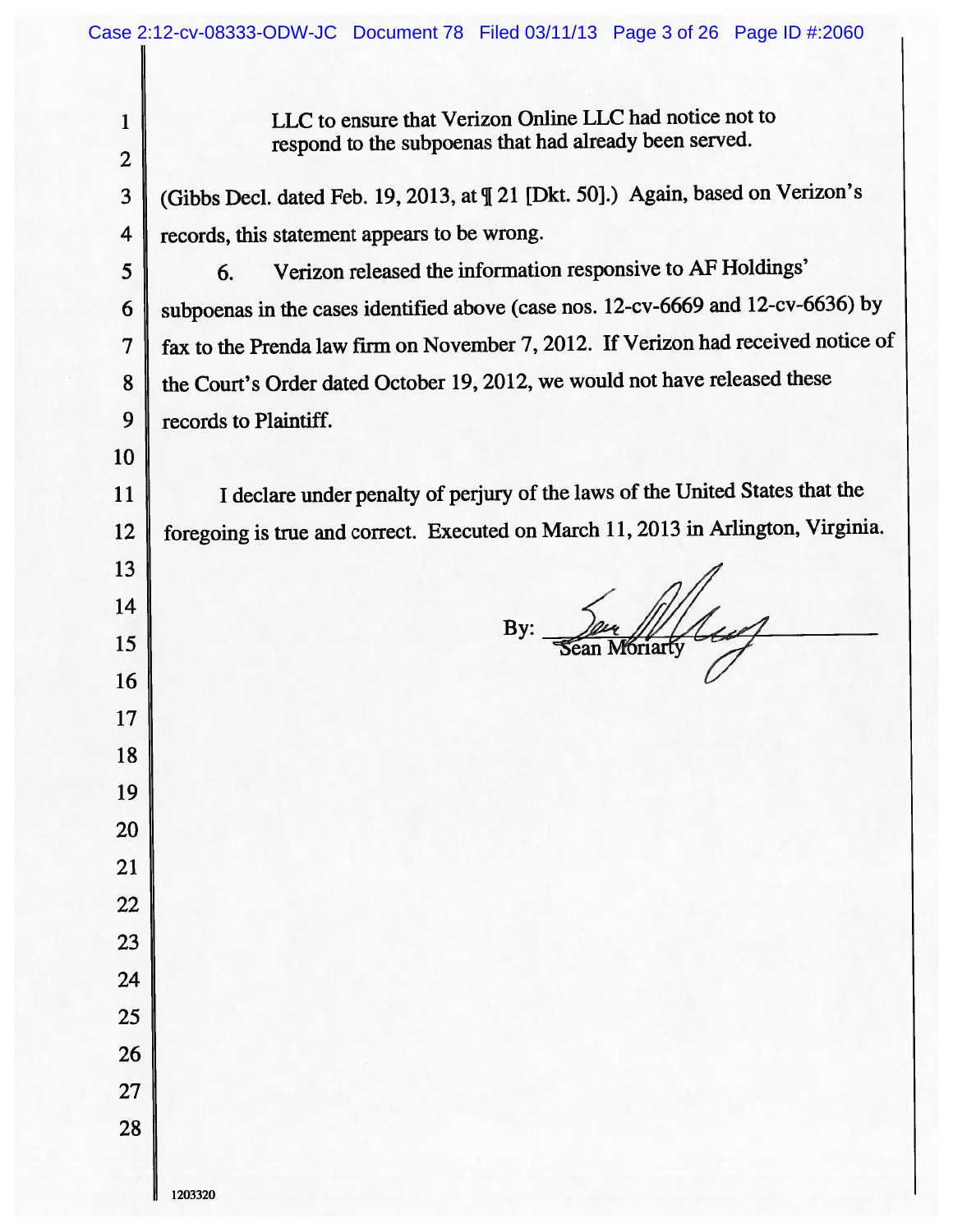LLC to ensure that Verizon Online LLC had notice not to respond to the subpoenas that had already been served.

(Gibbs Decl. dated Feb. 19, 2013, at ¶ 21 [Dkt. 50].) Again, based on Verizon's records, this statement appears to be wrong.

6. Verizon released the information responsive to AF Holdings' subpoenas in the cases identified above (case nos. 12-cv-6669 and 12-cv-6636) by fax to the Prenda law firm on November 7, 2012. If Verizon had received notice of the Court's Order dated October 19, 2012, we would not have released these records to Plaintiff.

I declare under penalty of perjury of the laws of the United States that the foregoing is true and correct. Executed on March 11, 2013 in Arlington, Virginia.

By: ______________________
Sean Moriarty

1203320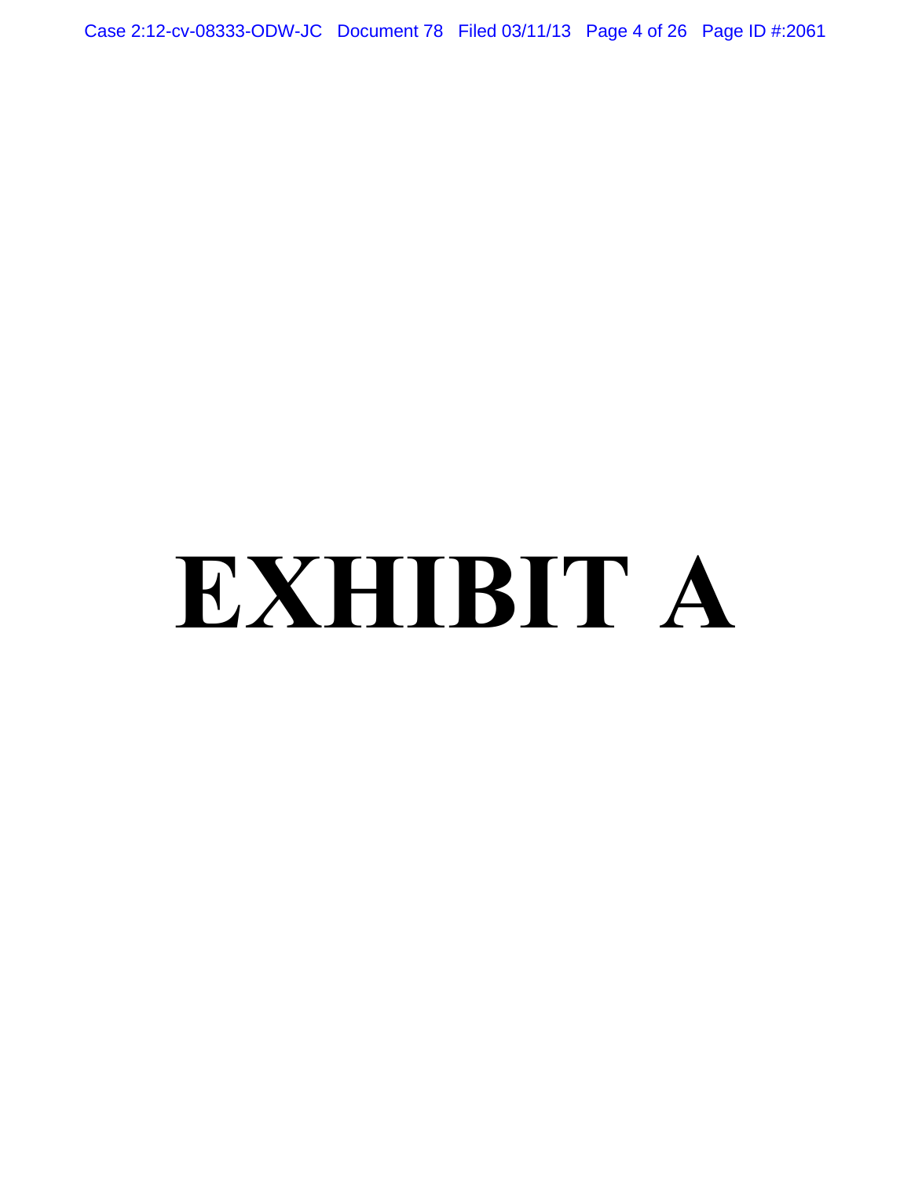# EXHIBIT A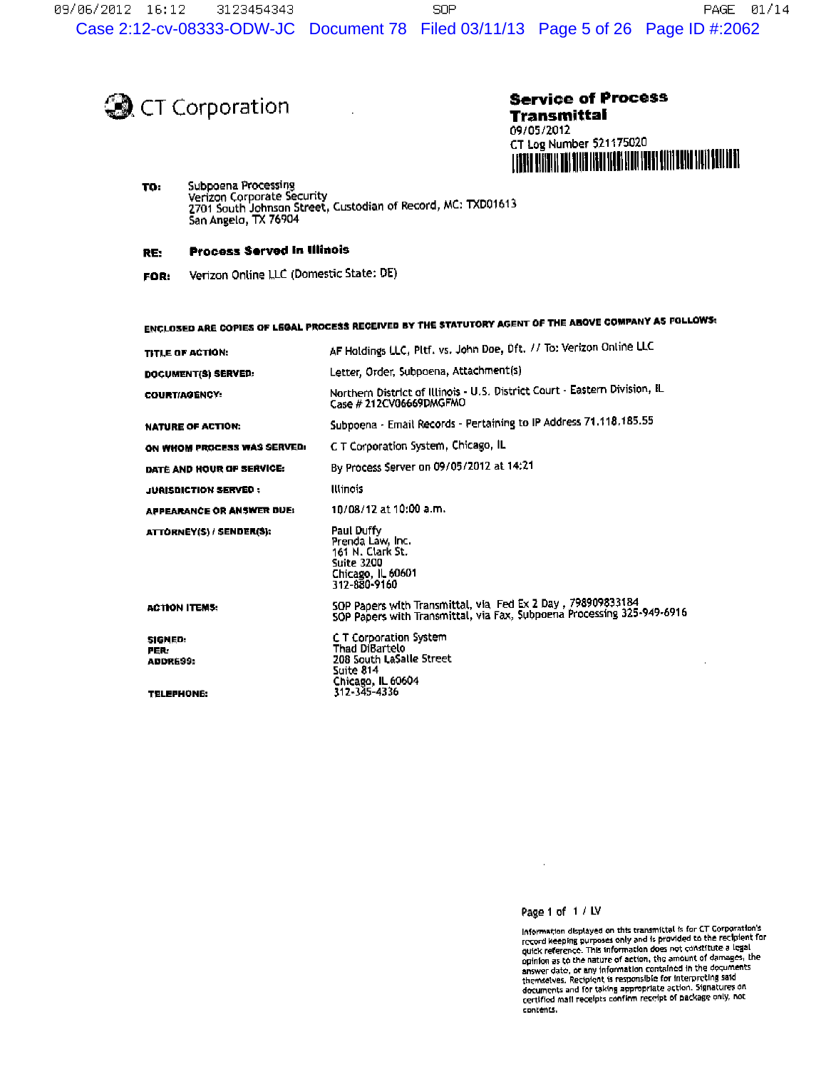CT Corporation

**Service of Process Transmittal**
09/05/2012
CT Log Number 521175020

**TO:** Subpoena Processing
Verizon Corporate Security
2701 South Johnson Street, Custodian of Record, MC: TXD01613
San Angelo, TX 76904

**RE:** **Process Served in Illinois**

**FOR:** Verizon Online LLC (Domestic State: DE)

**ENCLOSED ARE COPIES OF LEGAL PROCESS RECEIVED BY THE STATUTORY AGENT OF THE ABOVE COMPANY AS FOLLOWS:**

| | |
|---|---|
| **TITLE OF ACTION:** | AF Holdings LLC, Pltf. vs. John Doe, Dft. // To: Verizon Online LLC |
| **DOCUMENT(S) SERVED:** | Letter, Order, Subpoena, Attachment(s) |
| **COURT/AGENCY:** | Northern District of Illinois - U.S. District Court - Eastern Division, IL<br>Case # 212CV06669DMGFMO |
| **NATURE OF ACTION:** | Subpoena - Email Records - Pertaining to IP Address 71.118.185.55 |
| **ON WHOM PROCESS WAS SERVED:** | C T Corporation System, Chicago, IL |
| **DATE AND HOUR OF SERVICE:** | By Process Server on 09/05/2012 at 14:21 |
| **JURISDICTION SERVED :** | Illinois |
| **APPEARANCE OR ANSWER DUE:** | 10/08/12 at 10:00 a.m. |
| **ATTORNEY(S) / SENDER(S):** | Paul Duffy<br>Prenda Law, Inc.<br>161 N. Clark St.<br>Suite 3200<br>Chicago, IL 60601<br>312-880-9160 |
| **ACTION ITEMS:** | SOP Papers with Transmittal, via Fed Ex 2 Day , 798909833184<br>SOP Papers with Transmittal, via Fax, Subpoena Processing 325-949-6916 |
| **SIGNED:** | C T Corporation System |
| **PER:** | Thad DiBartelo |
| **ADDRESS:** | 208 South LaSalle Street<br>Suite 814<br>Chicago, IL 60604 |
| **TELEPHONE:** | 312-345-4336 |

Information displayed on this transmittal is for CT Corporation's record keeping purposes only and is provided to the recipient for quick reference. This information does not constitute a legal opinion as to the nature of action, the amount of damages, the answer date, or any information contained in the documents themselves. Recipient is responsible for interpreting said documents and for taking appropriate action. Signatures on certified mail receipts confirm receipt of package only, not contents.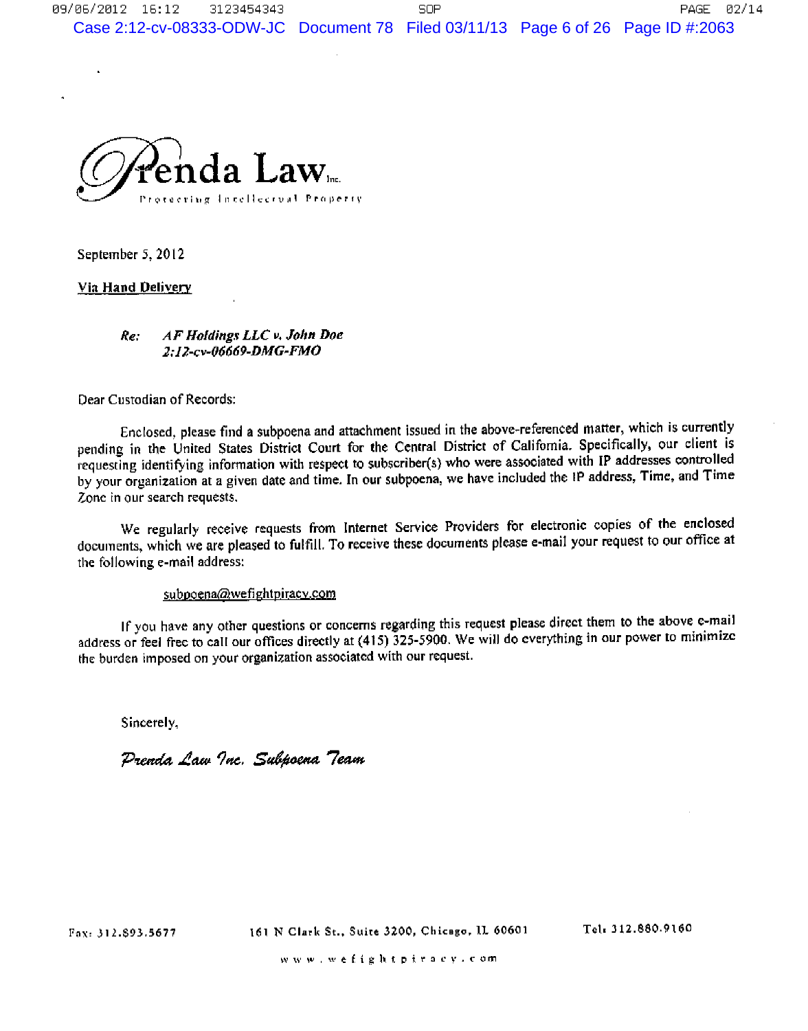**Prenda Law** Inc.

Protecting Intellectual Property

September 5, 2012

**Via Hand Delivery**

*Re: AF Holdings LLC v. John Doe*
*2:12-cv-06669-DMG-FMO*

Dear Custodian of Records:

Enclosed, please find a subpoena and attachment issued in the above-referenced matter, which is currently pending in the United States District Court for the Central District of California. Specifically, our client is requesting identifying information with respect to subscriber(s) who were associated with IP addresses controlled by your organization at a given date and time. In our subpoena, we have included the IP address, Time, and Time Zone in our search requests.

We regularly receive requests from Internet Service Providers for electronic copies of the enclosed documents, which we are pleased to fulfill. To receive these documents please e-mail your request to our office at the following e-mail address:

subpoena@wefightpiracy.com

If you have any other questions or concerns regarding this request please direct them to the above e-mail address or feel free to call our offices directly at (415) 325-5900. We will do everything in our power to minimize the burden imposed on your organization associated with our request.

Sincerely,

*Prenda Law Inc. Subpoena Team*

Fax: 312.893.5677 161 N Clark St., Suite 3200, Chicago, IL 60601 Tel: 312.880.9160

www.wefightpiracy.com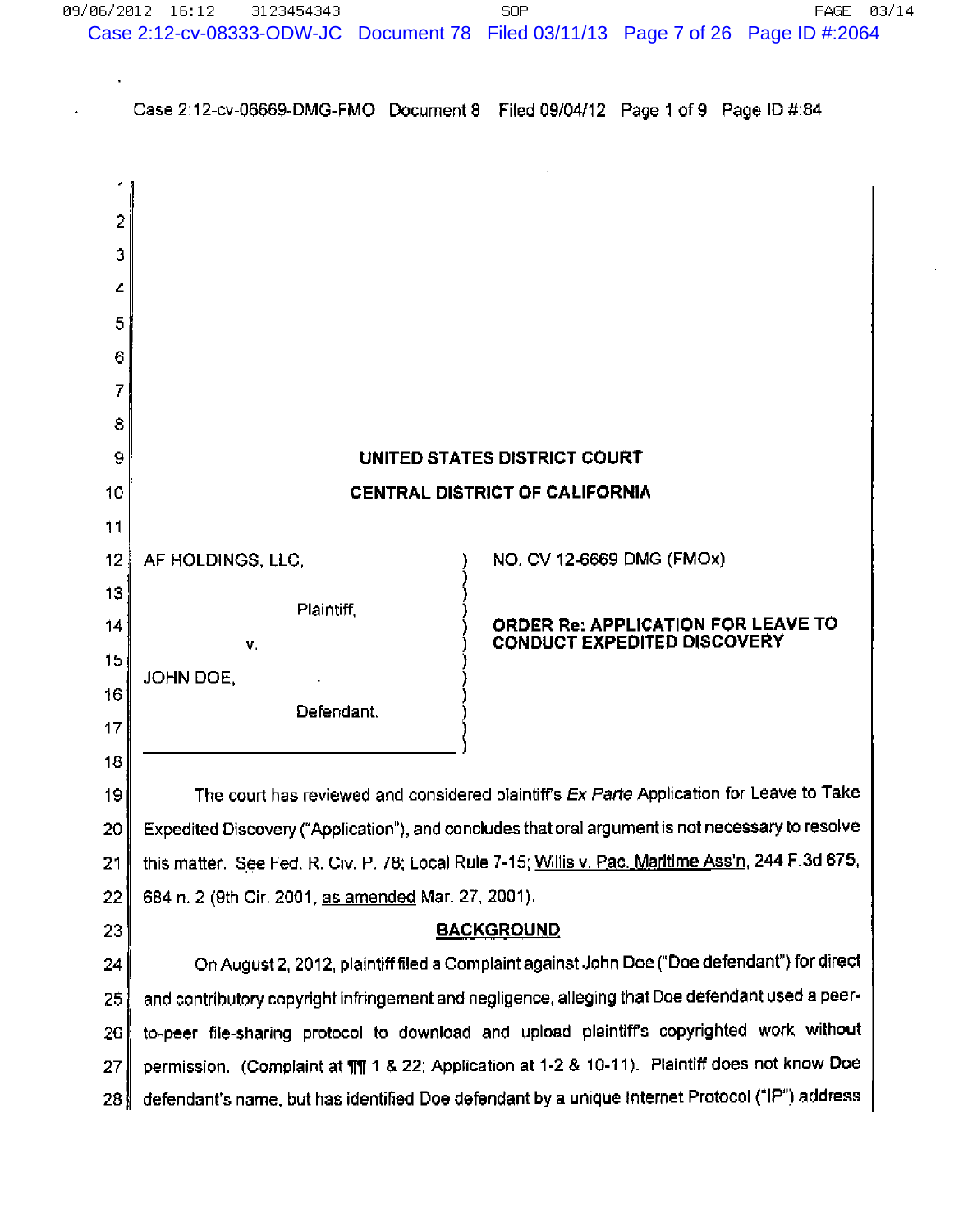UNITED STATES DISTRICT COURT

CENTRAL DISTRICT OF CALIFORNIA

AF HOLDINGS, LLC,

Plaintiff,

v.

JOHN DOE,

Defendant.

NO. CV 12-6669 DMG (FMOx)

**ORDER Re: APPLICATION FOR LEAVE TO CONDUCT EXPEDITED DISCOVERY**

The court has reviewed and considered plaintiff's *Ex Parte* Application for Leave to Take Expedited Discovery ("Application"), and concludes that oral argument is not necessary to resolve this matter. See Fed. R. Civ. P. 78; Local Rule 7-15; Willis v. Pac. Maritime Ass'n, 244 F.3d 675, 684 n. 2 (9th Cir. 2001, as amended Mar. 27, 2001).

**BACKGROUND**

On August 2, 2012, plaintiff filed a Complaint against John Doe ("Doe defendant") for direct and contributory copyright infringement and negligence, alleging that Doe defendant used a peer-to-peer file-sharing protocol to download and upload plaintiff's copyrighted work without permission. (Complaint at ¶¶ 1 & 22; Application at 1-2 & 10-11). Plaintiff does not know Doe defendant's name, but has identified Doe defendant by a unique Internet Protocol ("IP") address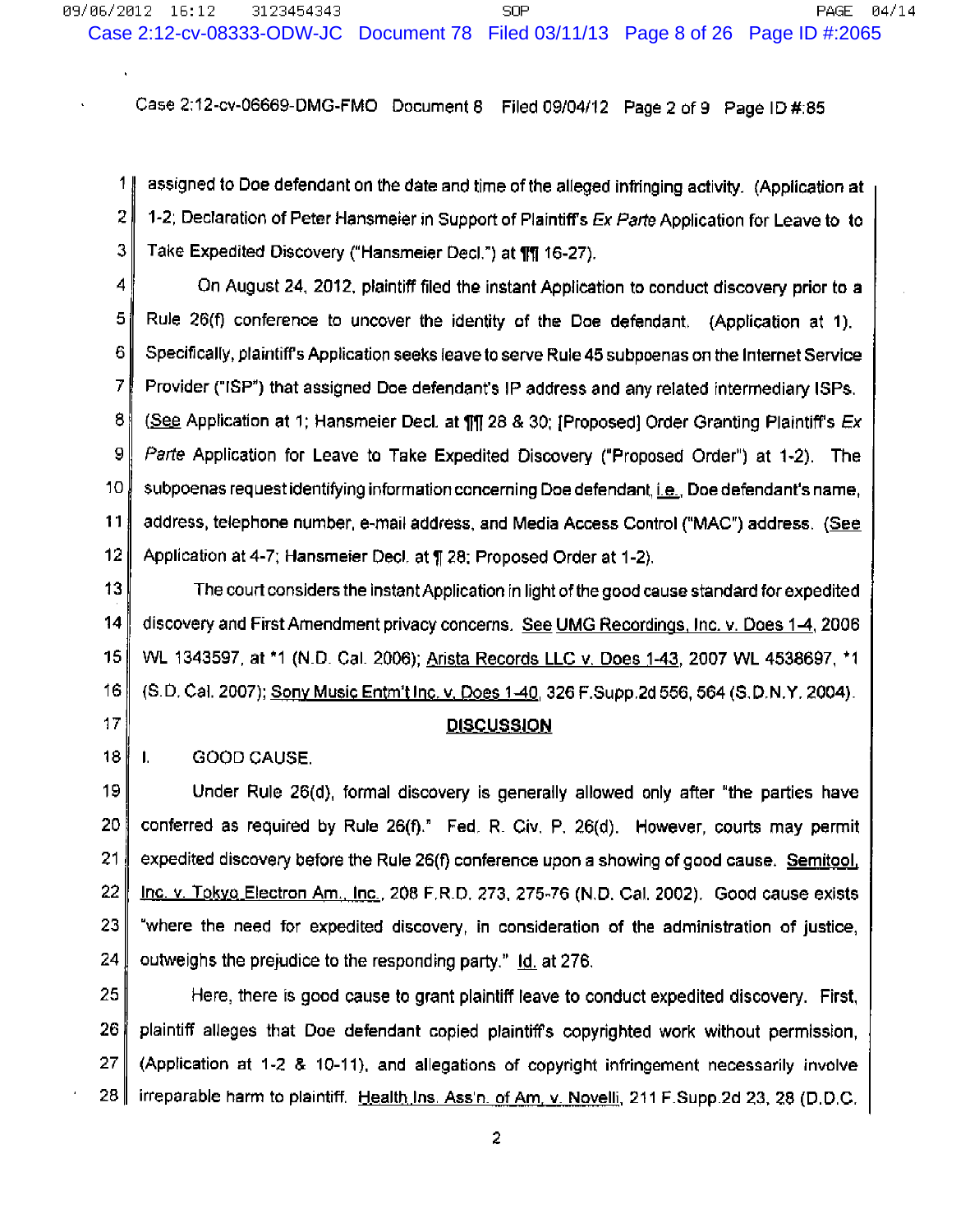assigned to Doe defendant on the date and time of the alleged infringing activity. (Application at 1-2; Declaration of Peter Hansmeier in Support of Plaintiff's *Ex Parte* Application for Leave to to Take Expedited Discovery ("Hansmeier Decl.") at ¶¶ 16-27).

On August 24, 2012, plaintiff filed the instant Application to conduct discovery prior to a Rule 26(f) conference to uncover the identity of the Doe defendant. (Application at 1). Specifically, plaintiff's Application seeks leave to serve Rule 45 subpoenas on the Internet Service Provider ("ISP") that assigned Doe defendant's IP address and any related intermediary ISPs. (See Application at 1; Hansmeier Decl. at ¶¶ 28 & 30; [Proposed] Order Granting Plaintiff's *Ex Parte* Application for Leave to Take Expedited Discovery ("Proposed Order") at 1-2). The subpoenas request identifying information concerning Doe defendant, i.e., Doe defendant's name, address, telephone number, e-mail address, and Media Access Control ("MAC") address. (See Application at 4-7; Hansmeier Decl. at ¶ 28; Proposed Order at 1-2).

The court considers the instant Application in light of the good cause standard for expedited discovery and First Amendment privacy concerns. See UMG Recordings, Inc. v. Does 1-4, 2006 WL 1343597, at *1 (N.D. Cal. 2006); Arista Records LLC v. Does 1-43, 2007 WL 4538697, *1 (S.D. Cal. 2007); Sony Music Entm't Inc. v. Does 1-40, 326 F.Supp.2d 556, 564 (S.D.N.Y. 2004).

## DISCUSSION

### I. GOOD CAUSE.

Under Rule 26(d), formal discovery is generally allowed only after "the parties have conferred as required by Rule 26(f)." Fed. R. Civ. P. 26(d). However, courts may permit expedited discovery before the Rule 26(f) conference upon a showing of good cause. Semitool, Inc. v. Tokyo Electron Am., Inc., 208 F.R.D. 273, 275-76 (N.D. Cal. 2002). Good cause exists "where the need for expedited discovery, in consideration of the administration of justice, outweighs the prejudice to the responding party." Id. at 276.

Here, there is good cause to grant plaintiff leave to conduct expedited discovery. First, plaintiff alleges that Doe defendant copied plaintiff's copyrighted work without permission, (Application at 1-2 & 10-11), and allegations of copyright infringement necessarily involve irreparable harm to plaintiff. Health Ins. Ass'n. of Am. v. Novelli, 211 F.Supp.2d 23, 28 (D.D.C.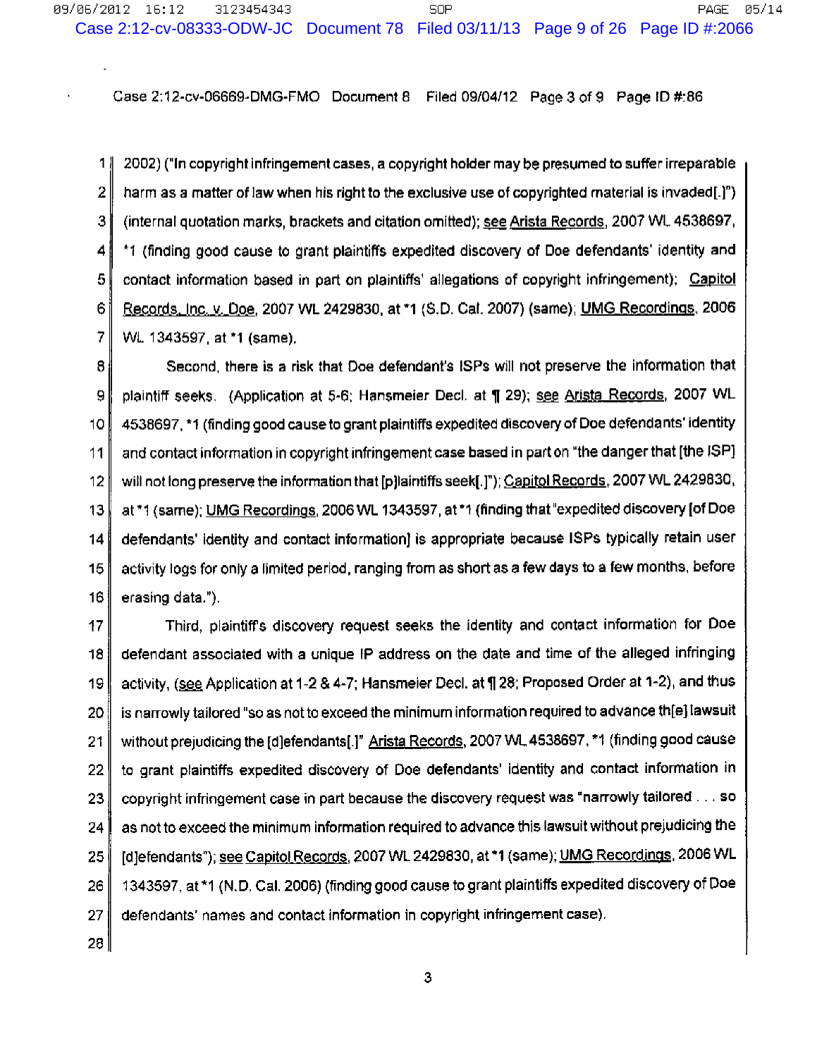2002) ("In copyright infringement cases, a copyright holder may be presumed to suffer irreparable harm as a matter of law when his right to the exclusive use of copyrighted material is invaded[.]") (internal quotation marks, brackets and citation omitted); see Arista Records, 2007 WL 4538697, *1 (finding good cause to grant plaintiffs expedited discovery of Doe defendants' identity and contact information based in part on plaintiffs' allegations of copyright infringement); Capitol Records, Inc. v. Doe, 2007 WL 2429830, at *1 (S.D. Cal. 2007) (same); UMG Recordings, 2006 WL 1343597, at *1 (same).

Second, there is a risk that Doe defendant's ISPs will not preserve the information that plaintiff seeks. (Application at 5-6; Hansmeier Decl. at ¶ 29); see Arista Records, 2007 WL 4538697, *1 (finding good cause to grant plaintiffs expedited discovery of Doe defendants' identity and contact information in copyright infringement case based in part on "the danger that [the ISP] will not long preserve the information that [p]laintiffs seek[.]"); Capitol Records, 2007 WL 2429830, at *1 (same); UMG Recordings, 2006 WL 1343597, at *1 (finding that "expedited discovery [of Doe defendants' identity and contact information] is appropriate because ISPs typically retain user activity logs for only a limited period, ranging from as short as a few days to a few months, before erasing data.").

Third, plaintiff's discovery request seeks the identity and contact information for Doe defendant associated with a unique IP address on the date and time of the alleged infringing activity, (see Application at 1-2 & 4-7; Hansmeier Decl. at ¶ 28; Proposed Order at 1-2), and thus is narrowly tailored "so as not to exceed the minimum information required to advance th[e] lawsuit without prejudicing the [d]efendants[.]" Arista Records, 2007 WL 4538697, *1 (finding good cause to grant plaintiffs expedited discovery of Doe defendants' identity and contact information in copyright infringement case in part because the discovery request was "narrowly tailored . . . so as not to exceed the minimum information required to advance this lawsuit without prejudicing the [d]efendants"); see Capitol Records, 2007 WL 2429830, at *1 (same); UMG Recordings, 2006 WL 1343597, at *1 (N.D. Cal. 2006) (finding good cause to grant plaintiffs expedited discovery of Doe defendants' names and contact information in copyright infringement case).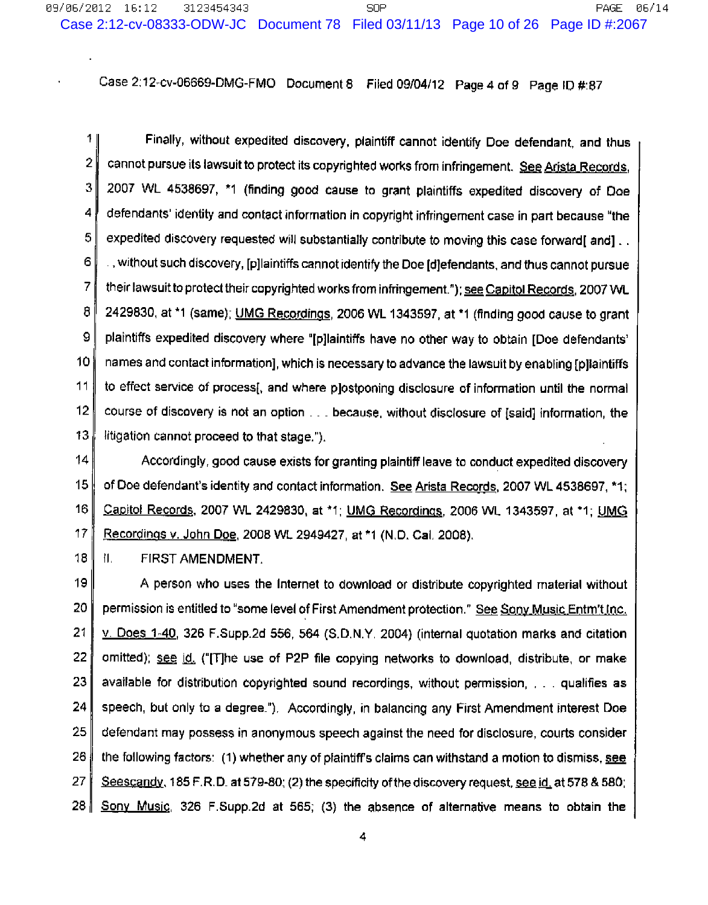Finally, without expedited discovery, plaintiff cannot identify Doe defendant, and thus cannot pursue its lawsuit to protect its copyrighted works from infringement. See Arista Records, 2007 WL 4538697, *1 (finding good cause to grant plaintiffs expedited discovery of Doe defendants' identity and contact information in copyright infringement case in part because "the expedited discovery requested will substantially contribute to moving this case forward[ and] . . . , without such discovery, [p]laintiffs cannot identify the Doe [d]efendants, and thus cannot pursue their lawsuit to protect their copyrighted works from infringement."); see Capitol Records, 2007 WL 2429830, at *1 (same); UMG Recordings, 2006 WL 1343597, at *1 (finding good cause to grant plaintiffs expedited discovery where "[p]laintiffs have no other way to obtain [Doe defendants' names and contact information], which is necessary to advance the lawsuit by enabling [p]laintiffs to effect service of process[, and where p]ostponing disclosure of information until the normal course of discovery is not an option . . . because, without disclosure of [said] information, the litigation cannot proceed to that stage.").

Accordingly, good cause exists for granting plaintiff leave to conduct expedited discovery of Doe defendant's identity and contact information. See Arista Records, 2007 WL 4538697, *1; Capitol Records, 2007 WL 2429830, at *1; UMG Recordings, 2006 WL 1343597, at *1; UMG Recordings v. John Doe, 2008 WL 2949427, at *1 (N.D. Cal. 2008).

## II. FIRST AMENDMENT.

A person who uses the Internet to download or distribute copyrighted material without permission is entitled to "some level of First Amendment protection." See Sony Music Entm't Inc. v. Does 1-40, 326 F.Supp.2d 556, 564 (S.D.N.Y. 2004) (internal quotation marks and citation omitted); see id. ("[T]he use of P2P file copying networks to download, distribute, or make available for distribution copyrighted sound recordings, without permission, . . . qualifies as speech, but only to a degree."). Accordingly, in balancing any First Amendment interest Doe defendant may possess in anonymous speech against the need for disclosure, courts consider the following factors: (1) whether any of plaintiff's claims can withstand a motion to dismiss, see Seescandy, 185 F.R.D. at 579-80; (2) the specificity of the discovery request, see id. at 578 & 580; Sony Music, 326 F.Supp.2d at 565; (3) the absence of alternative means to obtain the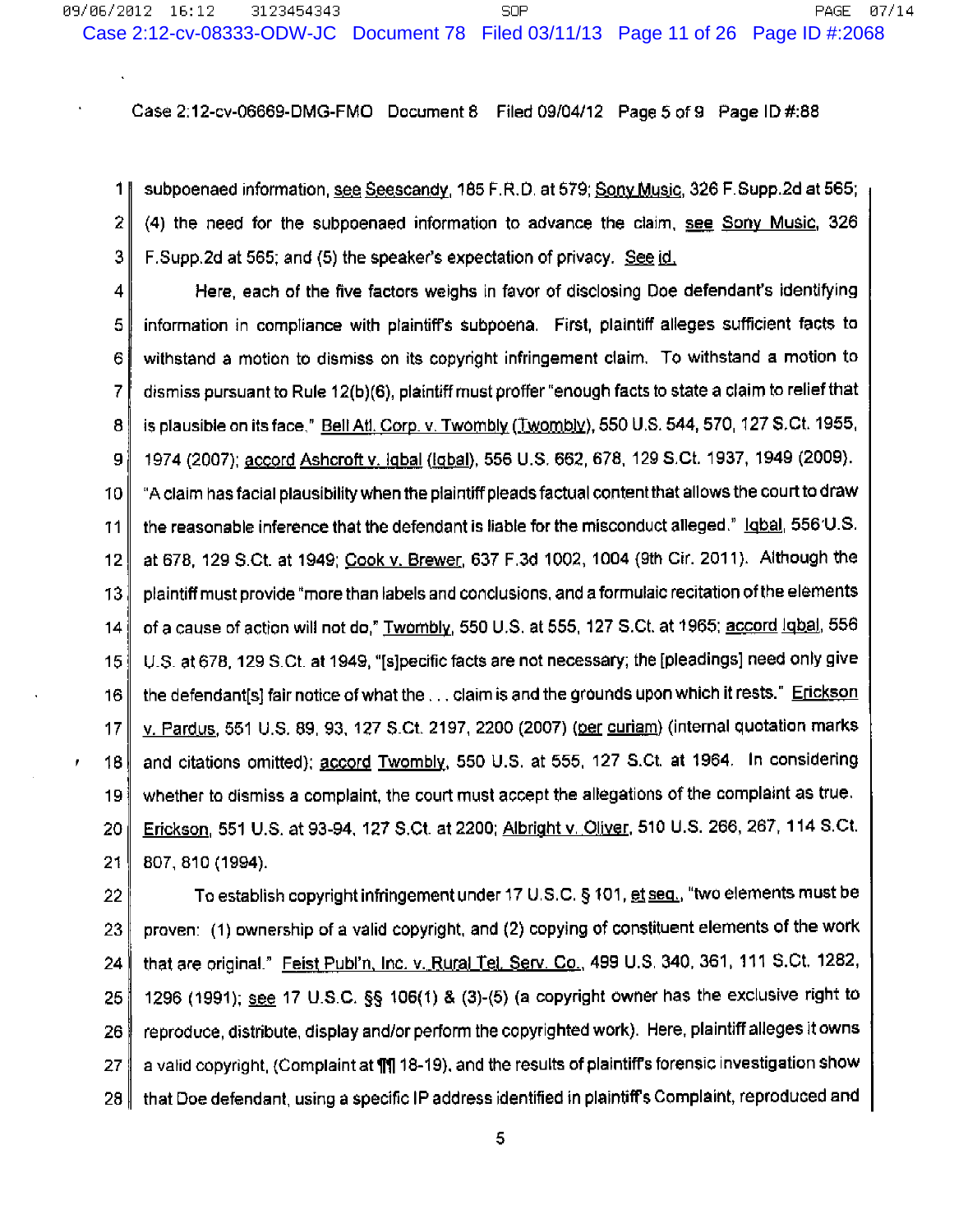subpoenaed information, see Seescandy, 185 F.R.D. at 579; Sony Music, 326 F.Supp.2d at 565; (4) the need for the subpoenaed information to advance the claim, see Sony Music, 326 F.Supp.2d at 565; and (5) the speaker's expectation of privacy. See id.

Here, each of the five factors weighs in favor of disclosing Doe defendant's identifying information in compliance with plaintiff's subpoena. First, plaintiff alleges sufficient facts to withstand a motion to dismiss on its copyright infringement claim. To withstand a motion to dismiss pursuant to Rule 12(b)(6), plaintiff must proffer "enough facts to state a claim to relief that is plausible on its face." Bell Atl. Corp. v. Twombly (Twombly), 550 U.S. 544, 570, 127 S.Ct. 1955, 1974 (2007); accord Ashcroft v. Iqbal (Iqbal), 556 U.S. 662, 678, 129 S.Ct. 1937, 1949 (2009). "A claim has facial plausibility when the plaintiff pleads factual content that allows the court to draw the reasonable inference that the defendant is liable for the misconduct alleged." Iqbal, 556 U.S. at 678, 129 S.Ct. at 1949; Cook v. Brewer, 637 F.3d 1002, 1004 (9th Cir. 2011). Although the plaintiff must provide "more than labels and conclusions, and a formulaic recitation of the elements of a cause of action will not do," Twombly, 550 U.S. at 555, 127 S.Ct. at 1965; accord Iqbal, 556 U.S. at 678, 129 S.Ct. at 1949, "[s]pecific facts are not necessary; the [pleadings] need only give the defendant[s] fair notice of what the . . . claim is and the grounds upon which it rests." Erickson v. Pardus, 551 U.S. 89, 93, 127 S.Ct. 2197, 2200 (2007) (per curiam) (internal quotation marks and citations omitted); accord Twombly, 550 U.S. at 555, 127 S.Ct. at 1964. In considering whether to dismiss a complaint, the court must accept the allegations of the complaint as true. Erickson, 551 U.S. at 93-94, 127 S.Ct. at 2200; Albright v. Oliver, 510 U.S. 266, 267, 114 S.Ct. 807, 810 (1994).

To establish copyright infringement under 17 U.S.C. § 101, et seq., "two elements must be proven: (1) ownership of a valid copyright, and (2) copying of constituent elements of the work that are original." Feist Publ'n, Inc. v. Rural Tel. Serv. Co., 499 U.S. 340, 361, 111 S.Ct. 1282, 1296 (1991); see 17 U.S.C. §§ 106(1) & (3)-(5) (a copyright owner has the exclusive right to reproduce, distribute, display and/or perform the copyrighted work). Here, plaintiff alleges it owns a valid copyright, (Complaint at ¶¶ 18-19), and the results of plaintiff's forensic investigation show that Doe defendant, using a specific IP address identified in plaintiff's Complaint, reproduced and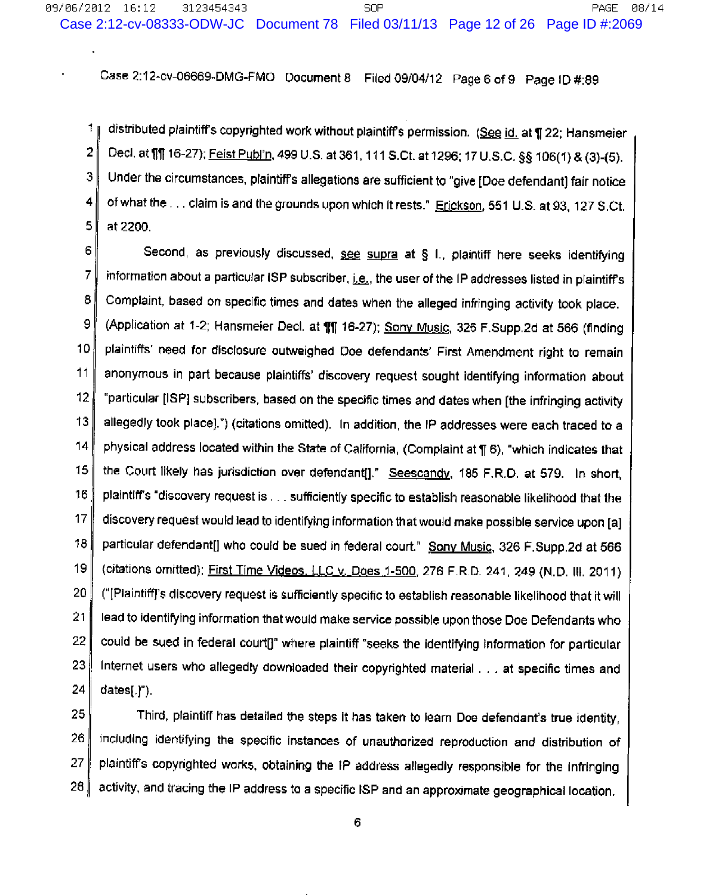distributed plaintiff's copyrighted work without plaintiff's permission. (See id. at ¶ 22; Hansmeier Decl. at ¶¶ 16-27); Feist Publ'n, 499 U.S. at 361, 111 S.Ct. at 1296; 17 U.S.C. §§ 106(1) & (3)-(5). Under the circumstances, plaintiff's allegations are sufficient to "give [Doe defendant] fair notice of what the . . . claim is and the grounds upon which it rests." Erickson, 551 U.S. at 93, 127 S.Ct. at 2200.

Second, as previously discussed, see supra at § I., plaintiff here seeks identifying information about a particular ISP subscriber, i.e., the user of the IP addresses listed in plaintiff's Complaint, based on specific times and dates when the alleged infringing activity took place. (Application at 1-2; Hansmeier Decl. at ¶¶ 16-27); Sony Music, 326 F.Supp.2d at 566 (finding plaintiffs' need for disclosure outweighed Doe defendants' First Amendment right to remain anonymous in part because plaintiffs' discovery request sought identifying information about "particular [ISP] subscribers, based on the specific times and dates when [the infringing activity allegedly took place].") (citations omitted). In addition, the IP addresses were each traced to a physical address located within the State of California, (Complaint at ¶ 6), "which indicates that the Court likely has jurisdiction over defendant[]." Seescandy, 185 F.R.D. at 579. In short, plaintiff's "discovery request is . . . sufficiently specific to establish reasonable likelihood that the discovery request would lead to identifying information that would make possible service upon [a] particular defendant[] who could be sued in federal court." Sony Music, 326 F.Supp.2d at 566 (citations omitted); First Time Videos, LLC v. Does 1-500, 276 F.R.D. 241, 249 (N.D. Ill. 2011) ("[Plaintiff]'s discovery request is sufficiently specific to establish reasonable likelihood that it will lead to identifying information that would make service possible upon those Doe Defendants who could be sued in federal court[]" where plaintiff "seeks the identifying information for particular Internet users who allegedly downloaded their copyrighted material . . . at specific times and dates[.]").

Third, plaintiff has detailed the steps it has taken to learn Doe defendant's true identity, including identifying the specific instances of unauthorized reproduction and distribution of plaintiff's copyrighted works, obtaining the IP address allegedly responsible for the infringing activity, and tracing the IP address to a specific ISP and an approximate geographical location.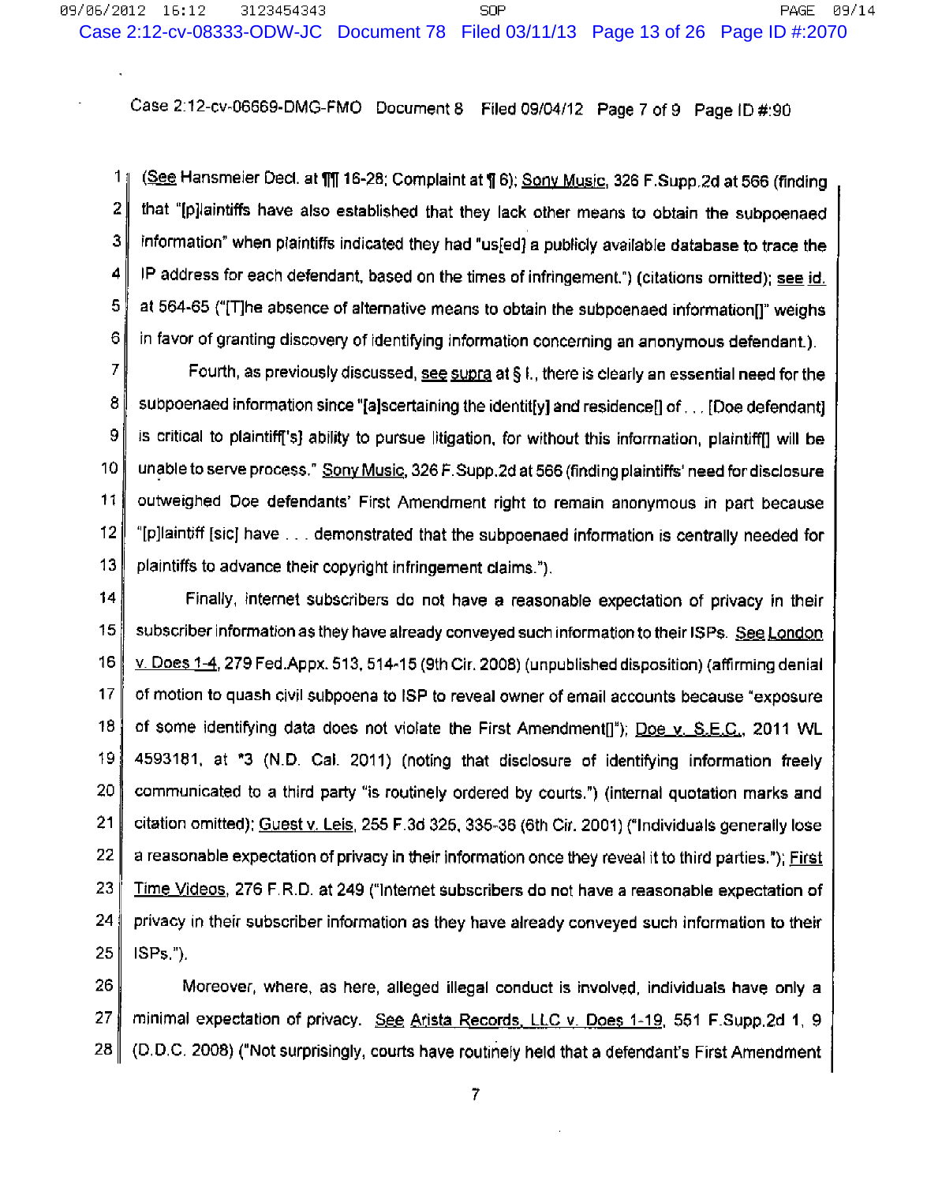(See Hansmeier Decl. at ¶¶ 16-28; Complaint at ¶ 6); Sony Music, 326 F.Supp.2d at 566 (finding that "[p]laintiffs have also established that they lack other means to obtain the subpoenaed information" when plaintiffs indicated they had "us[ed] a publicly available database to trace the IP address for each defendant, based on the times of infringement.") (citations omitted); see id. at 564-65 ("[T]he absence of alternative means to obtain the subpoenaed information[]" weighs in favor of granting discovery of identifying information concerning an anonymous defendant.).

Fourth, as previously discussed, see supra at § I., there is clearly an essential need for the subpoenaed information since "[a]scertaining the identit[y] and residence[] of . . . [Doe defendant] is critical to plaintiff['s] ability to pursue litigation, for without this information, plaintiff[] will be unable to serve process." Sony Music, 326 F.Supp.2d at 566 (finding plaintiffs' need for disclosure outweighed Doe defendants' First Amendment right to remain anonymous in part because "[p]laintiff [sic] have . . . demonstrated that the subpoenaed information is centrally needed for plaintiffs to advance their copyright infringement claims.").

Finally, internet subscribers do not have a reasonable expectation of privacy in their subscriber information as they have already conveyed such information to their ISPs. See London v. Does 1-4, 279 Fed.Appx. 513, 514-15 (9th Cir. 2008) (unpublished disposition) (affirming denial of motion to quash civil subpoena to ISP to reveal owner of email accounts because "exposure of some identifying data does not violate the First Amendment[]"); Doe v. S.E.C., 2011 WL 4593181, at *3 (N.D. Cal. 2011) (noting that disclosure of identifying information freely communicated to a third party "is routinely ordered by courts.") (internal quotation marks and citation omitted); Guest v. Leis, 255 F.3d 325, 335-36 (6th Cir. 2001) ("Individuals generally lose a reasonable expectation of privacy in their information once they reveal it to third parties."); First Time Videos, 276 F.R.D. at 249 ("Internet subscribers do not have a reasonable expectation of privacy in their subscriber information as they have already conveyed such information to their ISPs.").

Moreover, where, as here, alleged illegal conduct is involved, individuals have only a minimal expectation of privacy. See Arista Records, LLC v. Does 1-19, 551 F.Supp.2d 1, 9 (D.D.C. 2008) ("Not surprisingly, courts have routinely held that a defendant's First Amendment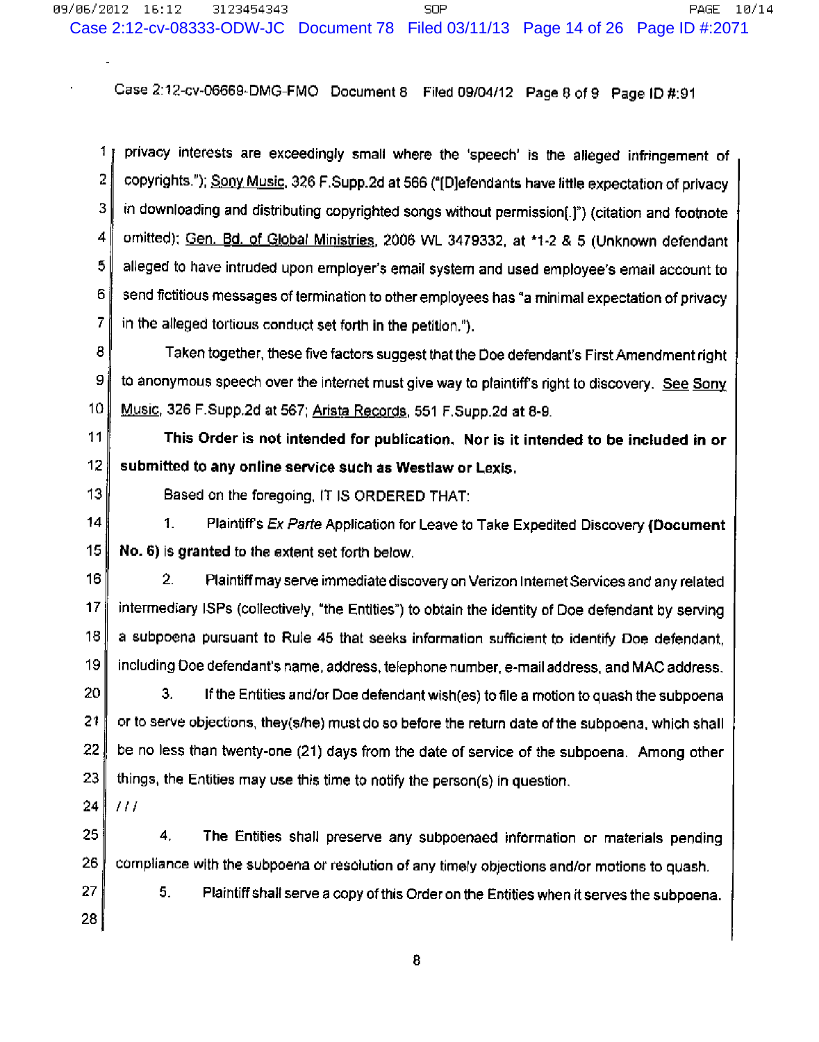privacy interests are exceedingly small where the 'speech' is the alleged infringement of copyrights."); Sony Music, 326 F.Supp.2d at 566 ("[D]efendants have little expectation of privacy in downloading and distributing copyrighted songs without permission[.]") (citation and footnote omitted); Gen. Bd. of Global Ministries, 2006 WL 3479332, at *1-2 & 5 (Unknown defendant alleged to have intruded upon employer's email system and used employee's email account to send fictitious messages of termination to other employees has "a minimal expectation of privacy in the alleged tortious conduct set forth in the petition.").

Taken together, these five factors suggest that the Doe defendant's First Amendment right to anonymous speech over the internet must give way to plaintiff's right to discovery. See Sony Music, 326 F.Supp.2d at 567; Arista Records, 551 F.Supp.2d at 8-9.

**This Order is not intended for publication. Nor is it intended to be included in or submitted to any online service such as Westlaw or Lexis.**

Based on the foregoing, IT IS ORDERED THAT:

1. Plaintiff's *Ex Parte* Application for Leave to Take Expedited Discovery **(Document No. 6)** is **granted** to the extent set forth below.

2. Plaintiff may serve immediate discovery on Verizon Internet Services and any related intermediary ISPs (collectively, "the Entities") to obtain the identity of Doe defendant by serving a subpoena pursuant to Rule 45 that seeks information sufficient to identify Doe defendant, including Doe defendant's name, address, telephone number, e-mail address, and MAC address.

3. If the Entities and/or Doe defendant wish(es) to file a motion to quash the subpoena or to serve objections, they(s/he) must do so before the return date of the subpoena, which shall be no less than twenty-one (21) days from the date of service of the subpoena. Among other things, the Entities may use this time to notify the person(s) in question.

///

4. The Entities shall preserve any subpoenaed information or materials pending compliance with the subpoena or resolution of any timely objections and/or motions to quash.

5. Plaintiff shall serve a copy of this Order on the Entities when it serves the subpoena.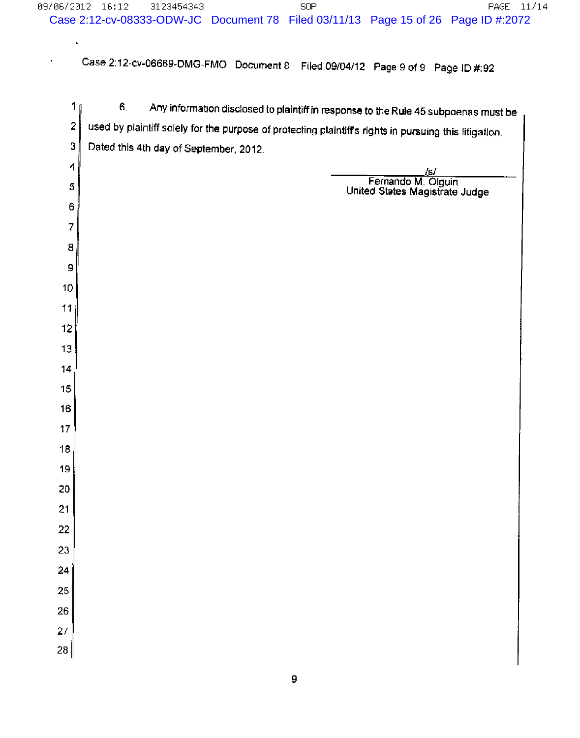6. Any information disclosed to plaintiff in response to the Rule 45 subpoenas must be used by plaintiff solely for the purpose of protecting plaintiff's rights in pursuing this litigation.

Dated this 4th day of September, 2012.

/s/
Fernando M. Olguin
United States Magistrate Judge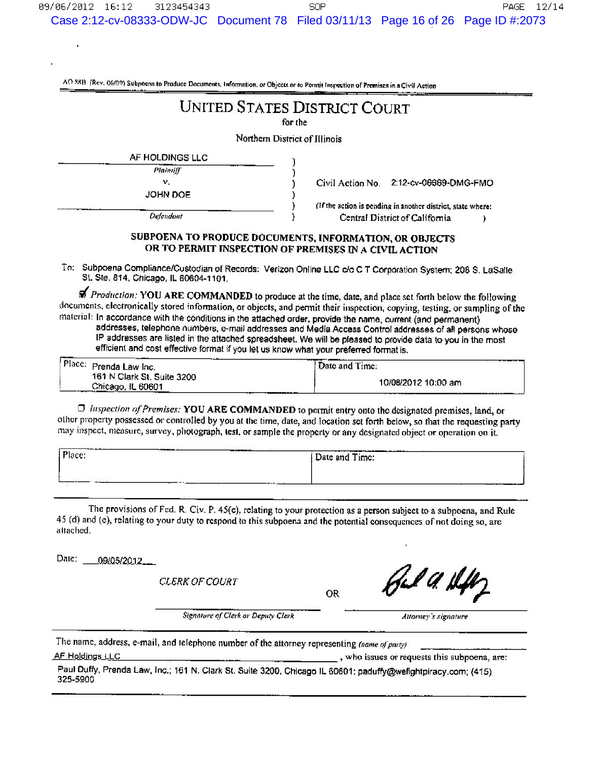AO 88B (Rev. 06/09) Subpoena to Produce Documents, Information, or Objects or to Permit Inspection of Premises in a Civil Action

# UNITED STATES DISTRICT COURT

for the

Northern District of Illinois

| | | |
|---|---|---|
| AF HOLDINGS LLC | ) | |
| *Plaintiff* | ) | |
| v. | ) | Civil Action No. 2:12-cv-06669-DMG-FMO |
| JOHN DOE | ) | |
| | ) | (If the action is pending in another district, state where: |
| *Defendant* | ) | Central District of California ) |

## SUBPOENA TO PRODUCE DOCUMENTS, INFORMATION, OR OBJECTS OR TO PERMIT INSPECTION OF PREMISES IN A CIVIL ACTION

To: Subpoena Compliance/Custodian of Records: Verizon Online LLC c/o C T Corporation System; 208 S. LaSalle St. Ste. 814, Chicago, IL 60604-1101.

☑ *Production:* **YOU ARE COMMANDED** to produce at the time, date, and place set forth below the following documents, electronically stored information, or objects, and permit their inspection, copying, testing, or sampling of the material: In accordance with the conditions in the attached order, provide the name, current (and permanent) addresses, telephone numbers, e-mail addresses and Media Access Control addresses of all persons whose IP addresses are listed in the attached spreadsheet. We will be pleased to provide data to you in the most efficient and cost effective format if you let us know what your preferred format is.

| Place: Prenda Law Inc. 161 N Clark St. Suite 3200 Chicago, IL 60601 | Date and Time: 10/08/2012 10:00 am |
|---|---|

☐ *Inspection of Premises:* **YOU ARE COMMANDED** to permit entry onto the designated premises, land, or other property possessed or controlled by you at the time, date, and location set forth below, so that the requesting party may inspect, measure, survey, photograph, test, or sample the property or any designated object or operation on it.

| Place: | Date and Time: |
|---|---|

The provisions of Fed. R. Civ. P. 45(c), relating to your protection as a person subject to a subpoena, and Rule 45 (d) and (e), relating to your duty to respond to this subpoena and the potential consequences of not doing so, are attached.

Date: 09/05/2012

CLERK OF COURT

_______________________________
*Signature of Clerk or Deputy Clerk*

OR

[signature]
*Attorney's signature*

The name, address, e-mail, and telephone number of the attorney representing *(name of party)* AF Holdings LLC, who issues or requests this subpoena, are:

Paul Duffy, Prenda Law, Inc.; 161 N. Clark St. Suite 3200, Chicago IL 60601; paduffy@wefightpiracy.com; (415) 325-5900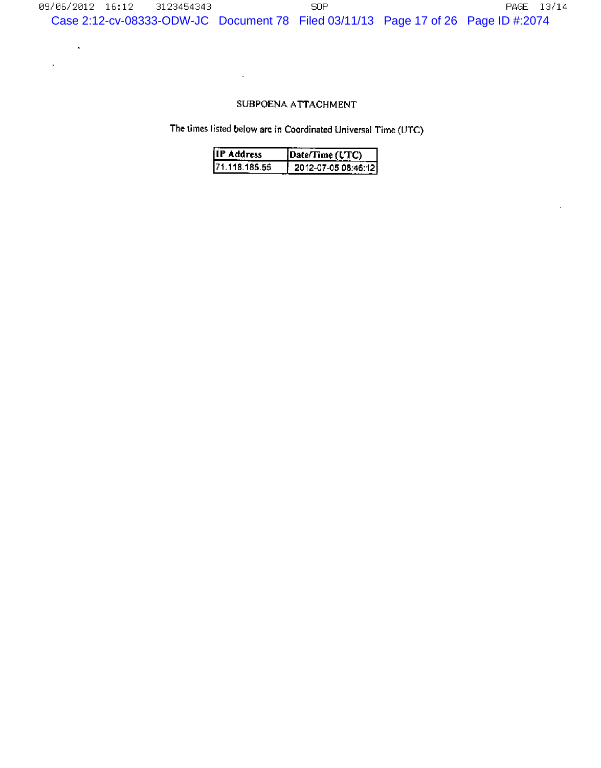SUBPOENA ATTACHMENT

The times listed below are in Coordinated Universal Time (UTC)

| IP Address | Date/Time (UTC) |
| --- | --- |
| 71.118.185.55 | 2012-07-05 08:46:12 |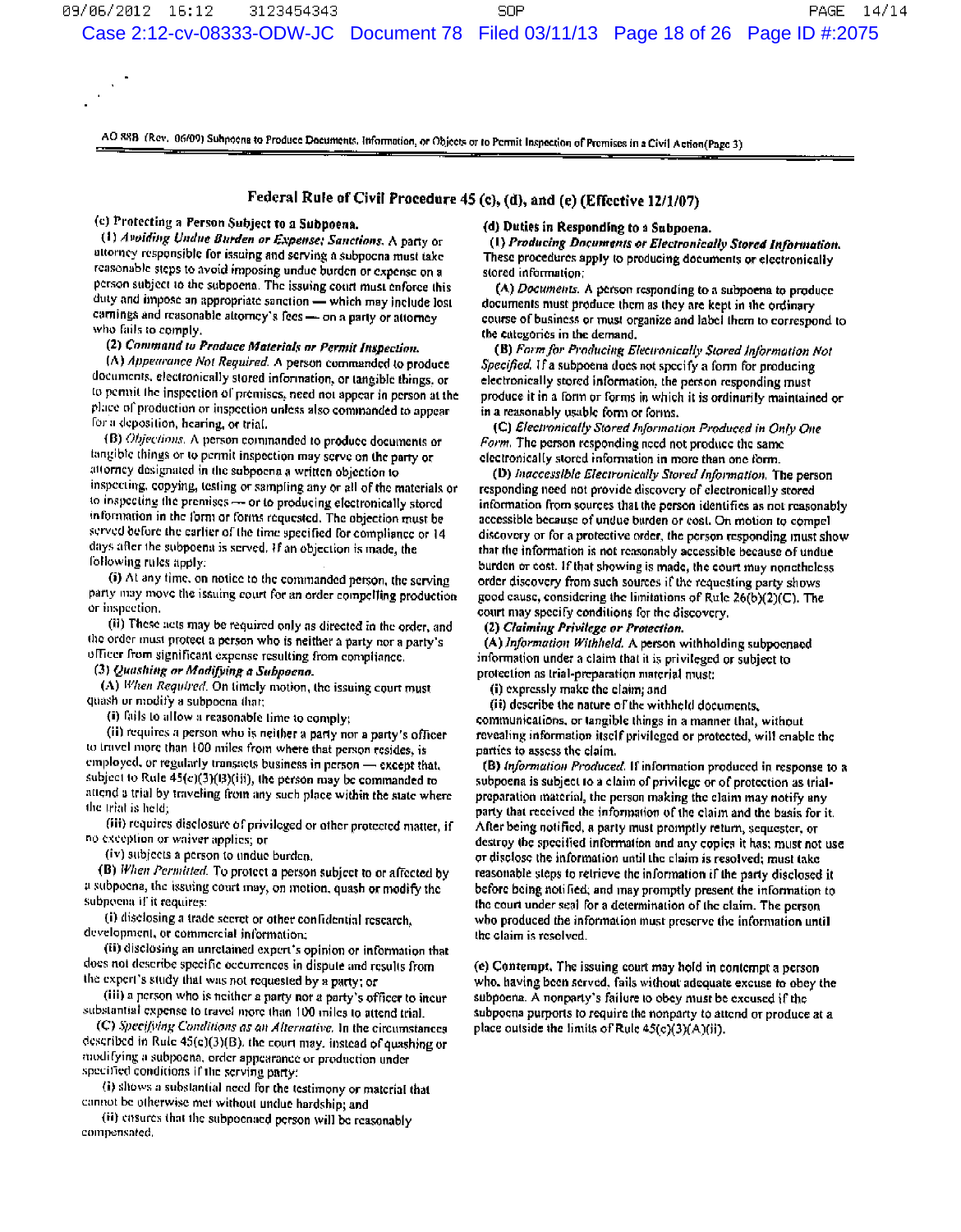AO 88B (Rev. 06/09) Subpoena to Produce Documents, Information, or Objects or to Permit Inspection of Premises in a Civil Action(Page 3)

## Federal Rule of Civil Procedure 45 (c), (d), and (e) (Effective 12/1/07)

**(c) Protecting a Person Subject to a Subpoena.**

**(1)** ***Avoiding Undue Burden or Expense; Sanctions.*** A party or attorney responsible for issuing and serving a subpoena must take reasonable steps to avoid imposing undue burden or expense on a person subject to the subpoena. The issuing court must enforce this duty and impose an appropriate sanction — which may include lost earnings and reasonable attorney's fees — on a party or attorney who fails to comply.

**(2)** ***Command to Produce Materials or Permit Inspection.***

(A) *Appearance Not Required.* A person commanded to produce documents, electronically stored information, or tangible things, or to permit the inspection of premises, need not appear in person at the place of production or inspection unless also commanded to appear for a deposition, hearing, or trial.

(B) *Objections.* A person commanded to produce documents or tangible things or to permit inspection may serve on the party or attorney designated in the subpoena a written objection to inspecting, copying, testing or sampling any or all of the materials or to inspecting the premises — or to producing electronically stored information in the form or forms requested. The objection must be served before the earlier of the time specified for compliance or 14 days after the subpoena is served. If an objection is made, the following rules apply:

(i) At any time, on notice to the commanded person, the serving party may move the issuing court for an order compelling production or inspection.

(ii) These acts may be required only as directed in the order, and the order must protect a person who is neither a party nor a party's officer from significant expense resulting from compliance.

**(3)** ***Quashing or Modifying a Subpoena.***

(A) *When Required.* On timely motion, the issuing court must quash or modify a subpoena that:

(i) fails to allow a reasonable time to comply;

(ii) requires a person who is neither a party nor a party's officer to travel more than 100 miles from where that person resides, is employed, or regularly transacts business in person — except that, subject to Rule 45(c)(3)(B)(iii), the person may be commanded to attend a trial by traveling from any such place within the state where the trial is held;

(iii) requires disclosure of privileged or other protected matter, if no exception or waiver applies; or

(iv) subjects a person to undue burden.

(B) *When Permitted.* To protect a person subject to or affected by a subpoena, the issuing court may, on motion, quash or modify the subpoena if it requires:

(i) disclosing a trade secret or other confidential research, development, or commercial information;

(ii) disclosing an unretained expert's opinion or information that does not describe specific occurrences in dispute and results from the expert's study that was not requested by a party; or

(iii) a person who is neither a party nor a party's officer to incur substantial expense to travel more than 100 miles to attend trial.

(C) *Specifying Conditions as an Alternative.* In the circumstances described in Rule 45(c)(3)(B), the court may, instead of quashing or modifying a subpoena, order appearance or production under specified conditions if the serving party:

(i) shows a substantial need for the testimony or material that cannot be otherwise met without undue hardship; and

(ii) ensures that the subpoenaed person will be reasonably compensated.

**(d) Duties in Responding to a Subpoena.**

**(1)** ***Producing Documents or Electronically Stored Information.*** These procedures apply to producing documents or electronically stored information:

(A) *Documents.* A person responding to a subpoena to produce documents must produce them as they are kept in the ordinary course of business or must organize and label them to correspond to the categories in the demand.

(B) *Form for Producing Electronically Stored Information Not Specified.* If a subpoena does not specify a form for producing electronically stored information, the person responding must produce it in a form or forms in which it is ordinarily maintained or in a reasonably usable form or forms.

(C) *Electronically Stored Information Produced in Only One Form.* The person responding need not produce the same electronically stored information in more than one form.

(D) *Inaccessible Electronically Stored Information.* The person responding need not provide discovery of electronically stored information from sources that the person identifies as not reasonably accessible because of undue burden or cost. On motion to compel discovery or for a protective order, the person responding must show that the information is not reasonably accessible because of undue burden or cost. If that showing is made, the court may nonetheless order discovery from such sources if the requesting party shows good cause, considering the limitations of Rule 26(b)(2)(C). The court may specify conditions for the discovery.

**(2)** ***Claiming Privilege or Protection.***

(A) *Information Withheld.* A person withholding subpoenaed information under a claim that it is privileged or subject to protection as trial-preparation material must:

(i) expressly make the claim; and

(ii) describe the nature of the withheld documents, communications, or tangible things in a manner that, without revealing information itself privileged or protected, will enable the parties to assess the claim.

(B) *Information Produced.* If information produced in response to a subpoena is subject to a claim of privilege or of protection as trial-preparation material, the person making the claim may notify any party that received the information of the claim and the basis for it. After being notified, a party must promptly return, sequester, or destroy the specified information and any copies it has; must not use or disclose the information until the claim is resolved; must take reasonable steps to retrieve the information if the party disclosed it before being notified; and may promptly present the information to the court under seal for a determination of the claim. The person who produced the information must preserve the information until the claim is resolved.

**(e) Contempt.** The issuing court may hold in contempt a person who, having been served, fails without adequate excuse to obey the subpoena. A nonparty's failure to obey must be excused if the subpoena purports to require the nonparty to attend or produce at a place outside the limits of Rule 45(c)(3)(A)(ii).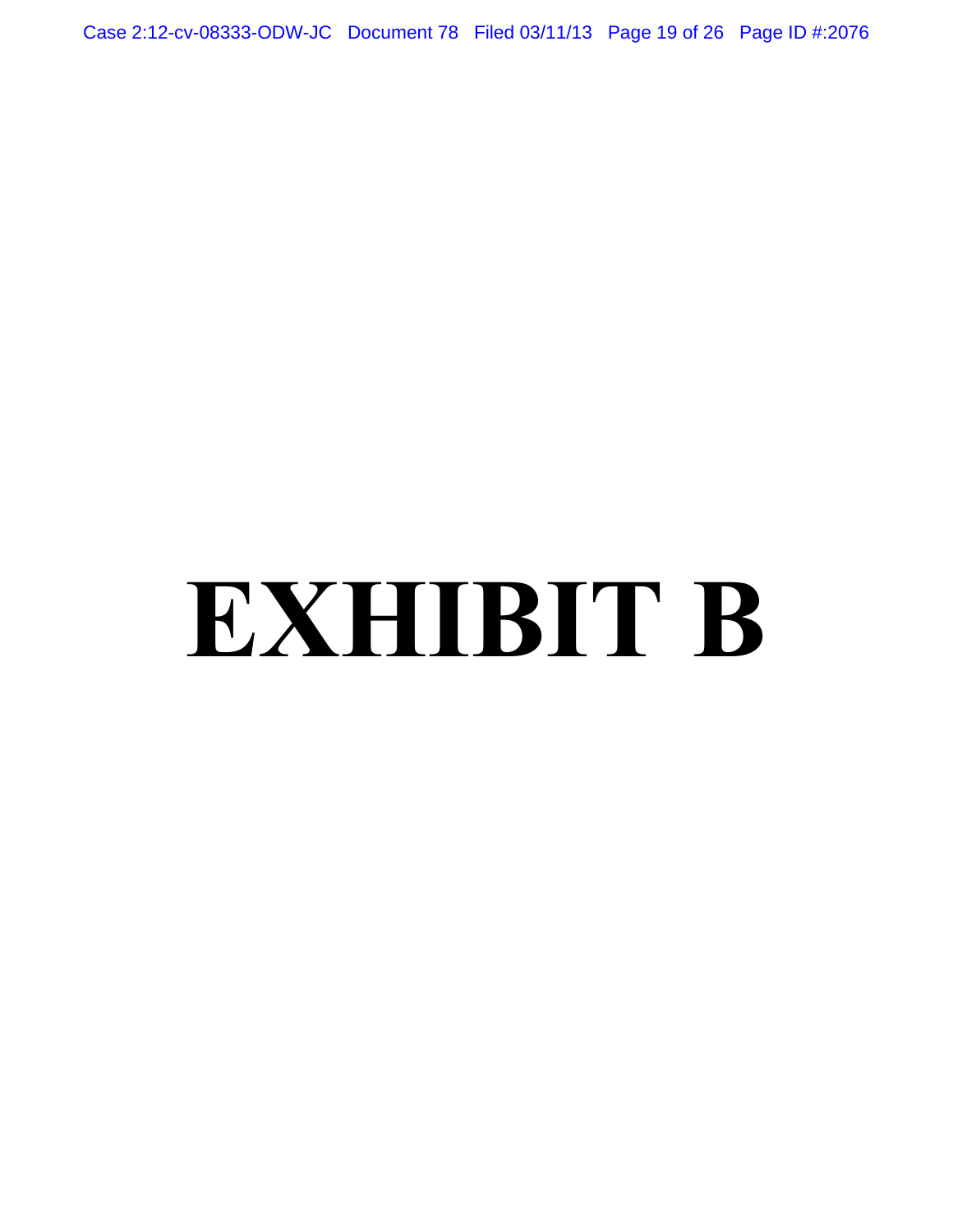# EXHIBIT B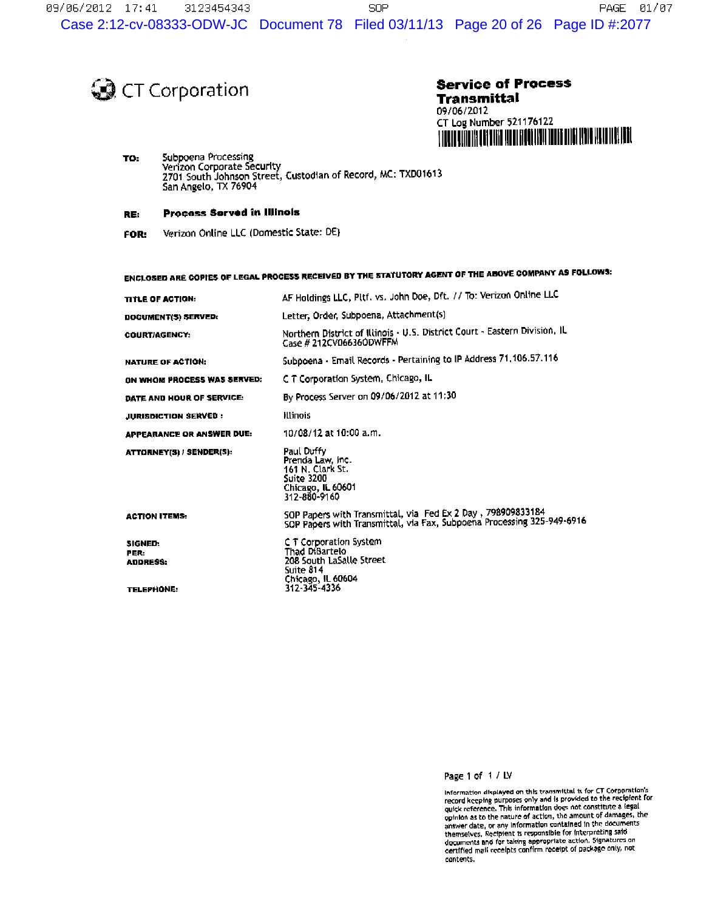CT Corporation

**Service of Process Transmittal**
09/06/2012
CT Log Number 521176122

**TO:** Subpoena Processing
Verizon Corporate Security
2701 South Johnson Street, Custodian of Record, MC: TXD01613
San Angelo, TX 76904

**RE:** **Process Served in Illinois**

**FOR:** Verizon Online LLC (Domestic State: DE)

**ENCLOSED ARE COPIES OF LEGAL PROCESS RECEIVED BY THE STATUTORY AGENT OF THE ABOVE COMPANY AS FOLLOWS:**

| | |
|---|---|
| **TITLE OF ACTION:** | AF Holdings LLC, Pltf. vs. John Doe, Dft. // To: Verizon Online LLC |
| **DOCUMENT(S) SERVED:** | Letter, Order, Subpoena, Attachment(s) |
| **COURT/AGENCY:** | Northern District of Illinois - U.S. District Court - Eastern Division, IL<br>Case # 212CV06636ODWFFM |
| **NATURE OF ACTION:** | Subpoena - Email Records - Pertaining to IP Address 71.106.57.116 |
| **ON WHOM PROCESS WAS SERVED:** | C T Corporation System, Chicago, IL |
| **DATE AND HOUR OF SERVICE:** | By Process Server on 09/06/2012 at 11:30 |
| **JURISDICTION SERVED :** | Illinois |
| **APPEARANCE OR ANSWER DUE:** | 10/08/12 at 10:00 a.m. |
| **ATTORNEY(S) / SENDER(S):** | Paul Duffy<br>Prenda Law, Inc.<br>161 N. Clark St.<br>Suite 3200<br>Chicago, IL 60601<br>312-880-9160 |
| **ACTION ITEMS:** | SOP Papers with Transmittal, via Fed Ex 2 Day , 798909833184<br>SOP Papers with Transmittal, via Fax, Subpoena Processing 325-949-6916 |
| **SIGNED:** | C T Corporation System |
| **PER:** | Thad DiBartelo |
| **ADDRESS:** | 208 South LaSalle Street<br>Suite 814<br>Chicago, IL 60604 |
| **TELEPHONE:** | 312-345-4336 |

Page 1 of 1 / LV

Information displayed on this transmittal is for CT Corporation's record keeping purposes only and is provided to the recipient for quick reference. This information does not constitute a legal opinion as to the nature of action, the amount of damages, the answer date, or any information contained in the documents themselves. Recipient is responsible for interpreting said documents and for taking appropriate action. Signatures on certified mail receipts confirm receipt of package only, not contents.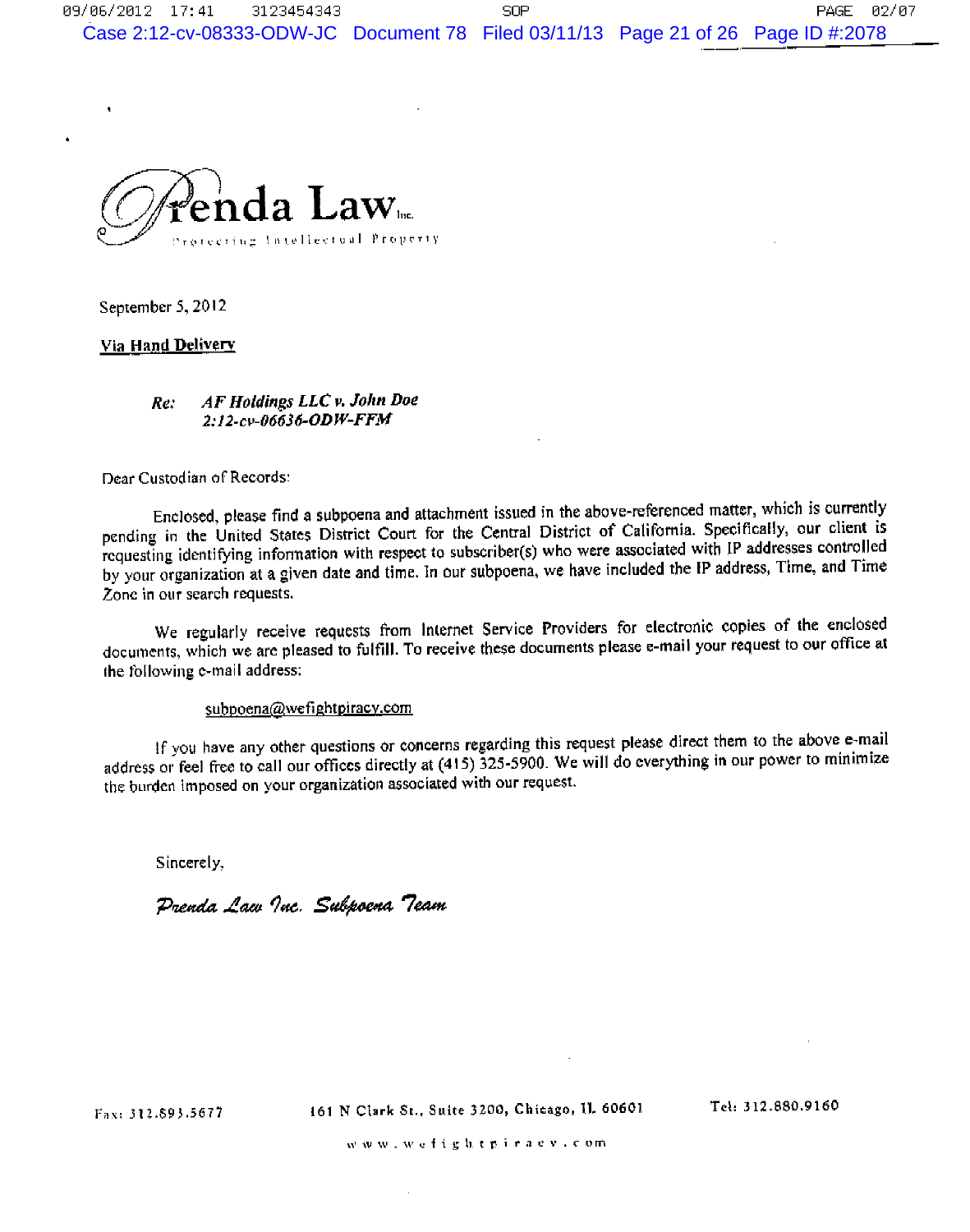# Prenda Law Inc.

Protecting Intellectual Property

September 5, 2012

**Via Hand Delivery**

*Re: AF Holdings LLC v. John Doe*
*2:12-cv-06636-ODW-FFM*

Dear Custodian of Records:

Enclosed, please find a subpoena and attachment issued in the above-referenced matter, which is currently pending in the United States District Court for the Central District of California. Specifically, our client is requesting identifying information with respect to subscriber(s) who were associated with IP addresses controlled by your organization at a given date and time. In our subpoena, we have included the IP address, Time, and Time Zone in our search requests.

We regularly receive requests from Internet Service Providers for electronic copies of the enclosed documents, which we are pleased to fulfill. To receive these documents please e-mail your request to our office at the following e-mail address:

subpoena@wefightpiracy.com

If you have any other questions or concerns regarding this request please direct them to the above e-mail address or feel free to call our offices directly at (415) 325-5900. We will do everything in our power to minimize the burden imposed on your organization associated with our request.

Sincerely,

*Prenda Law Inc. Subpoena Team*

Fax: 312.893.5677 | 161 N Clark St., Suite 3200, Chicago, IL 60601 | Tel: 312.880.9160

www.wefightpiracy.com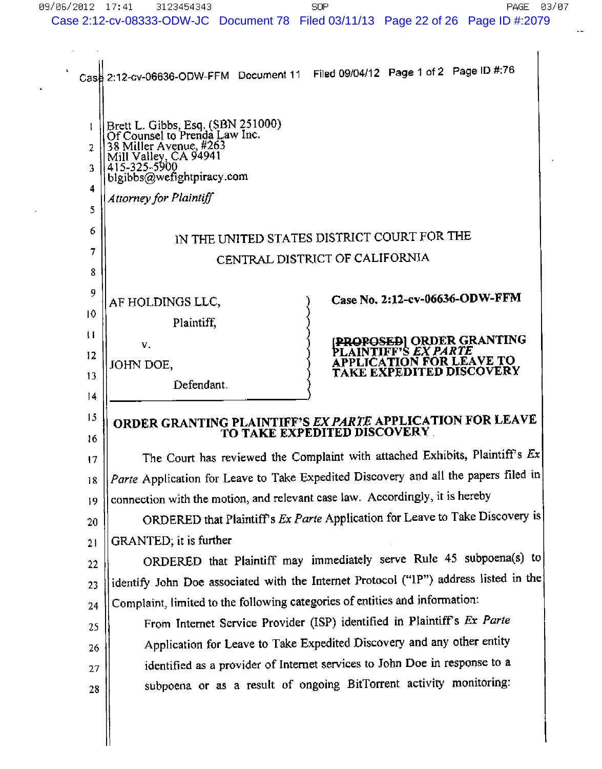Brett L. Gibbs, Esq. (SBN 251000)
Of Counsel to Prenda Law Inc.
38 Miller Avenue, #263
Mill Valley, CA 94941
415-325-5900
blgibbs@wefightpiracy.com

*Attorney for Plaintiff*

IN THE UNITED STATES DISTRICT COURT FOR THE
CENTRAL DISTRICT OF CALIFORNIA

| | |
|---|---|
| AF HOLDINGS LLC,<br>Plaintiff,<br>v.<br>JOHN DOE,<br>Defendant. | **Case No. 2:12-cv-06636-ODW-FFM**<br>**~~[PROPOSED]~~ ORDER GRANTING PLAINTIFF'S *EX PARTE* APPLICATION FOR LEAVE TO TAKE EXPEDITED DISCOVERY** |

**ORDER GRANTING PLAINTIFF'S *EX PARTE* APPLICATION FOR LEAVE TO TAKE EXPEDITED DISCOVERY**

The Court has reviewed the Complaint with attached Exhibits, Plaintiff's *Ex Parte* Application for Leave to Take Expedited Discovery and all the papers filed in connection with the motion, and relevant case law. Accordingly, it is hereby

ORDERED that Plaintiff's *Ex Parte* Application for Leave to Take Discovery is GRANTED; it is further

ORDERED that Plaintiff may immediately serve Rule 45 subpoena(s) to identify John Doe associated with the Internet Protocol ("IP") address listed in the Complaint, limited to the following categories of entities and information:

> From Internet Service Provider (ISP) identified in Plaintiff's *Ex Parte* Application for Leave to Take Expedited Discovery and any other entity identified as a provider of Internet services to John Doe in response to a subpoena or as a result of ongoing BitTorrent activity monitoring: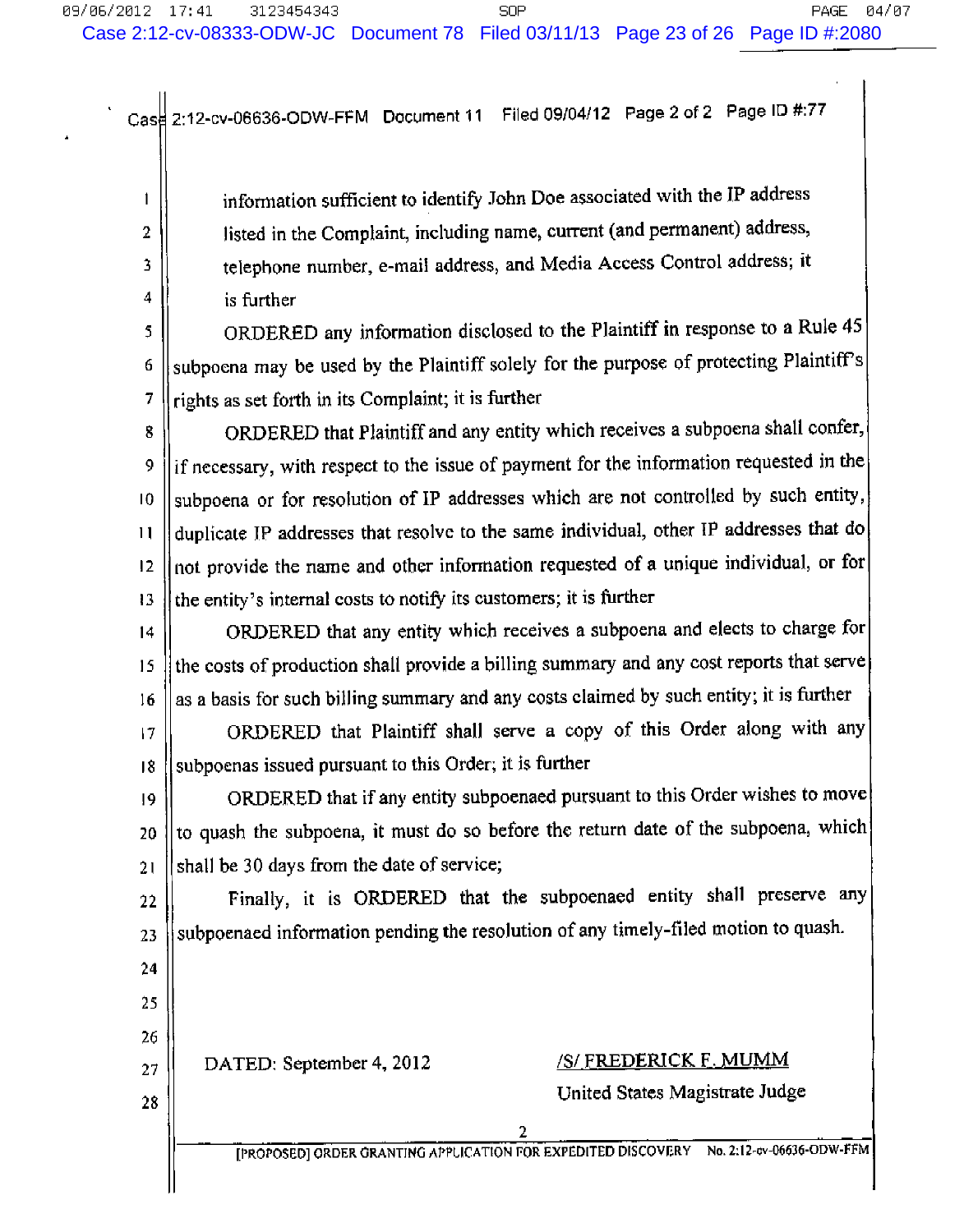information sufficient to identify John Doe associated with the IP address listed in the Complaint, including name, current (and permanent) address, telephone number, e-mail address, and Media Access Control address; it is further

ORDERED any information disclosed to the Plaintiff in response to a Rule 45 subpoena may be used by the Plaintiff solely for the purpose of protecting Plaintiff's rights as set forth in its Complaint; it is further

ORDERED that Plaintiff and any entity which receives a subpoena shall confer, if necessary, with respect to the issue of payment for the information requested in the subpoena or for resolution of IP addresses which are not controlled by such entity, duplicate IP addresses that resolve to the same individual, other IP addresses that do not provide the name and other information requested of a unique individual, or for the entity's internal costs to notify its customers; it is further

ORDERED that any entity which receives a subpoena and elects to charge for the costs of production shall provide a billing summary and any cost reports that serve as a basis for such billing summary and any costs claimed by such entity; it is further

ORDERED that Plaintiff shall serve a copy of this Order along with any subpoenas issued pursuant to this Order; it is further

ORDERED that if any entity subpoenaed pursuant to this Order wishes to move to quash the subpoena, it must do so before the return date of the subpoena, which shall be 30 days from the date of service;

Finally, it is ORDERED that the subpoenaed entity shall preserve any subpoenaed information pending the resolution of any timely-filed motion to quash.

DATED: September 4, 2012

/S/ FREDERICK F. MUMM
United States Magistrate Judge

[PROPOSED] ORDER GRANTING APPLICATION FOR EXPEDITED DISCOVERY No. 2:12-cv-06636-ODW-FFM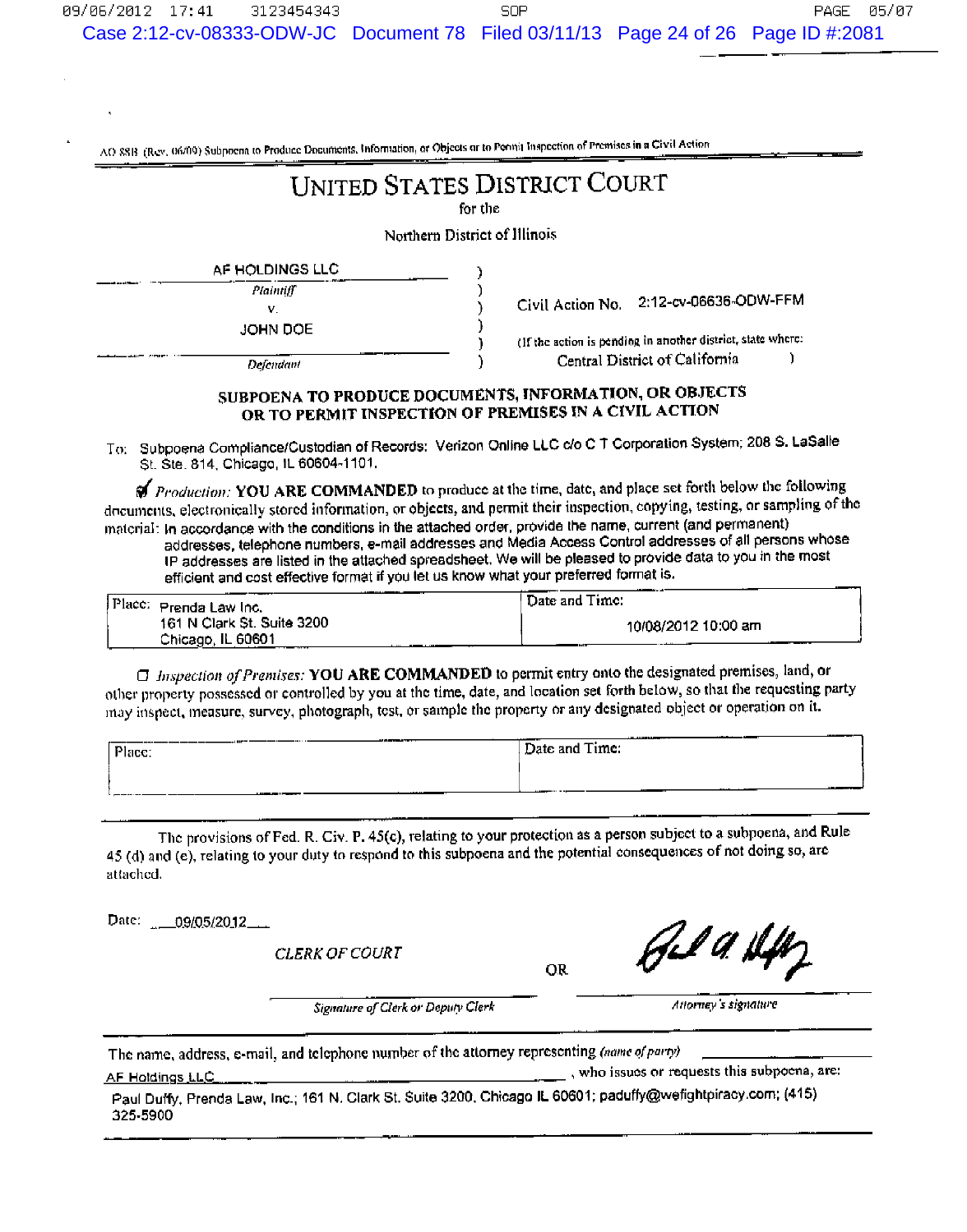AO 88B (Rev. 06/09) Subpoena to Produce Documents, Information, or Objects or to Permit Inspection of Premises in a Civil Action

# UNITED STATES DISTRICT COURT

for the

Northern District of Illinois

| | | |
|---|---|---|
| AF HOLDINGS LLC | ) | |
| *Plaintiff* | ) | |
| v. | ) | Civil Action No. 2:12-cv-06636-ODW-FFM |
| JOHN DOE | ) | |
| | ) | (If the action is pending in another district, state where: |
| *Defendant* | ) | Central District of California ) |

## SUBPOENA TO PRODUCE DOCUMENTS, INFORMATION, OR OBJECTS OR TO PERMIT INSPECTION OF PREMISES IN A CIVIL ACTION

To: Subpoena Compliance/Custodian of Records: Verizon Online LLC c/o C T Corporation System; 208 S. LaSalle St. Ste. 814, Chicago, IL 60604-1101.

☑ *Production:* **YOU ARE COMMANDED** to produce at the time, date, and place set forth below the following documents, electronically stored information, or objects, and permit their inspection, copying, testing, or sampling of the material: In accordance with the conditions in the attached order, provide the name, current (and permanent) addresses, telephone numbers, e-mail addresses and Media Access Control addresses of all persons whose IP addresses are listed in the attached spreadsheet. We will be pleased to provide data to you in the most efficient and cost effective format if you let us know what your preferred format is.

| Place: Prenda Law Inc. 161 N Clark St. Suite 3200 Chicago, IL 60601 | Date and Time: 10/08/2012 10:00 am |
|---|---|

☐ *Inspection of Premises:* **YOU ARE COMMANDED** to permit entry onto the designated premises, land, or other property possessed or controlled by you at the time, date, and location set forth below, so that the requesting party may inspect, measure, survey, photograph, test, or sample the property or any designated object or operation on it.

| Place: | Date and Time: |
|---|---|

The provisions of Fed. R. Civ. P. 45(c), relating to your protection as a person subject to a subpoena, and Rule 45 (d) and (e), relating to your duty to respond to this subpoena and the potential consequences of not doing so, are attached.

Date: 09/05/2012

*CLERK OF COURT*

_______________________ OR [signature]

*Signature of Clerk or Deputy Clerk* — *Attorney's signature*

The name, address, e-mail, and telephone number of the attorney representing *(name of party)* AF Holdings LLC, who issues or requests this subpoena, are:

Paul Duffy, Prenda Law, Inc.; 161 N. Clark St. Suite 3200, Chicago IL 60601; paduffy@wefightpiracy.com; (415) 325-5900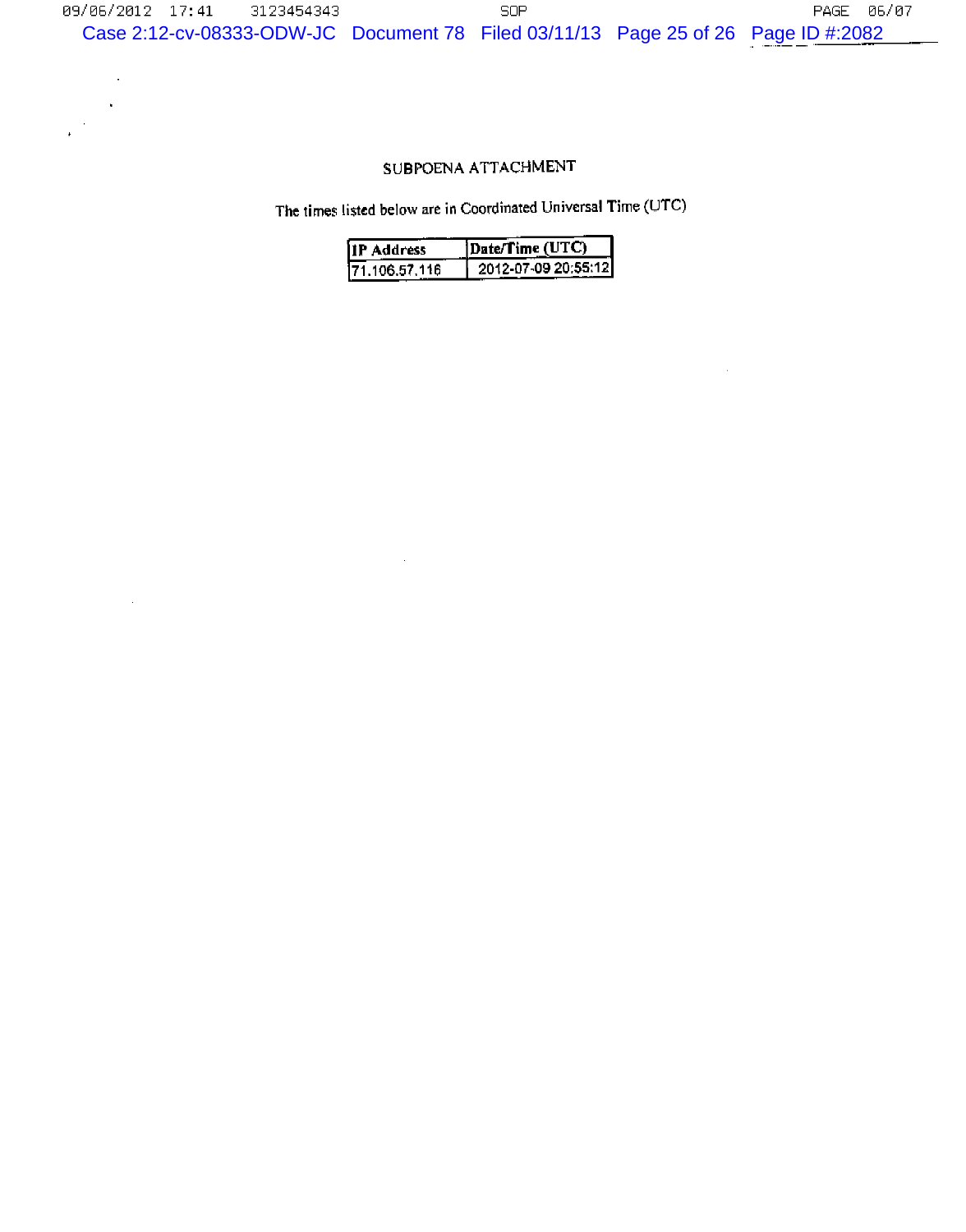# SUBPOENA ATTACHMENT

The times listed below are in Coordinated Universal Time (UTC)

| IP Address | Date/Time (UTC) |
| --- | --- |
| 71.106.57.116 | 2012-07-09 20:55:12 |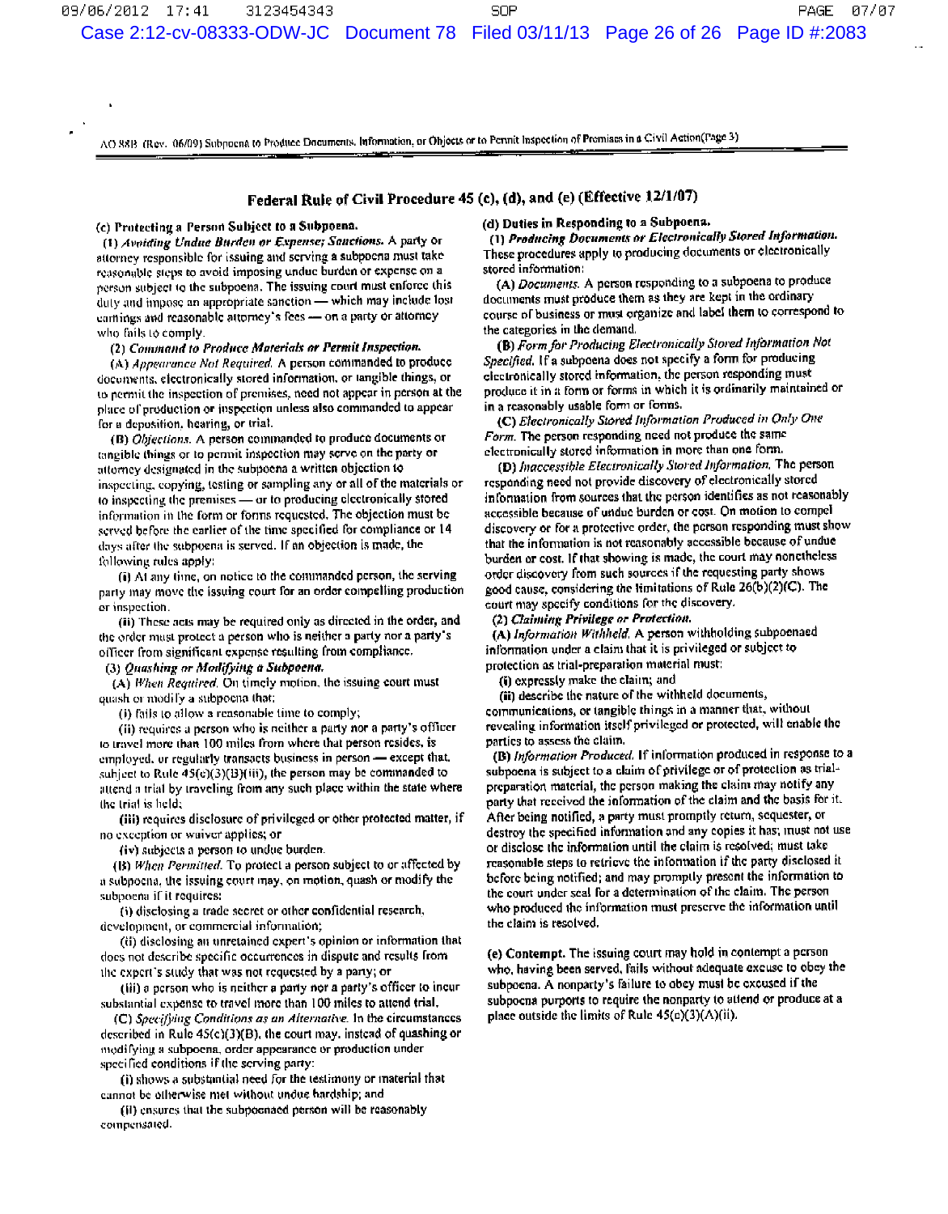AO 88B (Rev. 06/09) Subpoena to Produce Documents, Information, or Objects or to Permit Inspection of Premises in a Civil Action(Page 3)

## Federal Rule of Civil Procedure 45 (c), (d), and (e) (Effective 12/1/07)

**(c) Protecting a Person Subject to a Subpoena.**

**(1)** ***Avoiding Undue Burden or Expense; Sanctions.*** A party or attorney responsible for issuing and serving a subpoena must take reasonable steps to avoid imposing undue burden or expense on a person subject to the subpoena. The issuing court must enforce this duty and impose an appropriate sanction — which may include lost earnings and reasonable attorney's fees — on a party or attorney who fails to comply.

**(2)** ***Command to Produce Materials or Permit Inspection.***

**(A)** *Appearance Not Required.* A person commanded to produce documents, electronically stored information, or tangible things, or to permit the inspection of premises, need not appear in person at the place of production or inspection unless also commanded to appear for a deposition, hearing, or trial.

**(B)** *Objections.* A person commanded to produce documents or tangible things or to permit inspection may serve on the party or attorney designated in the subpoena a written objection to inspecting, copying, testing or sampling any or all of the materials or to inspecting the premises — or to producing electronically stored information in the form or forms requested. The objection must be served before the earlier of the time specified for compliance or 14 days after the subpoena is served. If an objection is made, the following rules apply:

(i) At any time, on notice to the commanded person, the serving party may move the issuing court for an order compelling production or inspection.

(ii) These acts may be required only as directed in the order, and the order must protect a person who is neither a party nor a party's officer from significant expense resulting from compliance.

**(3)** ***Quashing or Modifying a Subpoena.***

**(A)** *When Required.* On timely motion, the issuing court must quash or modify a subpoena that:

(i) fails to allow a reasonable time to comply;

(ii) requires a person who is neither a party nor a party's officer to travel more than 100 miles from where that person resides, is employed, or regularly transacts business in person — except that, subject to Rule 45(c)(3)(B)(iii), the person may be commanded to attend a trial by traveling from any such place within the state where the trial is held;

(iii) requires disclosure of privileged or other protected matter, if no exception or waiver applies; or

(iv) subjects a person to undue burden.

**(B)** *When Permitted.* To protect a person subject to or affected by a subpoena, the issuing court may, on motion, quash or modify the subpoena if it requires:

(i) disclosing a trade secret or other confidential research, development, or commercial information;

(ii) disclosing an unretained expert's opinion or information that does not describe specific occurrences in dispute and results from the expert's study that was not requested by a party; or

(iii) a person who is neither a party nor a party's officer to incur substantial expense to travel more than 100 miles to attend trial.

**(C)** *Specifying Conditions as an Alternative.* In the circumstances described in Rule 45(c)(3)(B), the court may, instead of quashing or modifying a subpoena, order appearance or production under specified conditions if the serving party:

(i) shows a substantial need for the testimony or material that cannot be otherwise met without undue hardship; and

(ii) ensures that the subpoenaed person will be reasonably compensated.

**(d) Duties in Responding to a Subpoena.**

**(1)** ***Producing Documents or Electronically Stored Information.*** These procedures apply to producing documents or electronically stored information:

**(A)** *Documents.* A person responding to a subpoena to produce documents must produce them as they are kept in the ordinary course of business or must organize and label them to correspond to the categories in the demand.

**(B)** *Form for Producing Electronically Stored Information Not Specified.* If a subpoena does not specify a form for producing electronically stored information, the person responding must produce it in a form or forms in which it is ordinarily maintained or in a reasonably usable form or forms.

**(C)** *Electronically Stored Information Produced in Only One Form.* The person responding need not produce the same electronically stored information in more than one form.

**(D)** *Inaccessible Electronically Stored Information.* The person responding need not provide discovery of electronically stored information from sources that the person identifies as not reasonably accessible because of undue burden or cost. On motion to compel discovery or for a protective order, the person responding must show that the information is not reasonably accessible because of undue burden or cost. If that showing is made, the court may nonetheless order discovery from such sources if the requesting party shows good cause, considering the limitations of Rule 26(b)(2)(C). The court may specify conditions for the discovery.

**(2)** ***Claiming Privilege or Protection.***

**(A)** *Information Withheld.* A person withholding subpoenaed information under a claim that it is privileged or subject to protection as trial-preparation material must:

(i) expressly make the claim; and

(ii) describe the nature of the withheld documents, communications, or tangible things in a manner that, without revealing information itself privileged or protected, will enable the parties to assess the claim.

**(B)** *Information Produced.* If information produced in response to a subpoena is subject to a claim of privilege or of protection as trial-preparation material, the person making the claim may notify any party that received the information of the claim and the basis for it. After being notified, a party must promptly return, sequester, or destroy the specified information and any copies it has; must not use or disclose the information until the claim is resolved; must take reasonable steps to retrieve the information if the party disclosed it before being notified; and may promptly present the information to the court under seal for a determination of the claim. The person who produced the information must preserve the information until the claim is resolved.

**(e) Contempt.** The issuing court may hold in contempt a person who, having been served, fails without adequate excuse to obey the subpoena. A nonparty's failure to obey must be excused if the subpoena purports to require the nonparty to attend or produce at a place outside the limits of Rule 45(c)(3)(A)(ii).